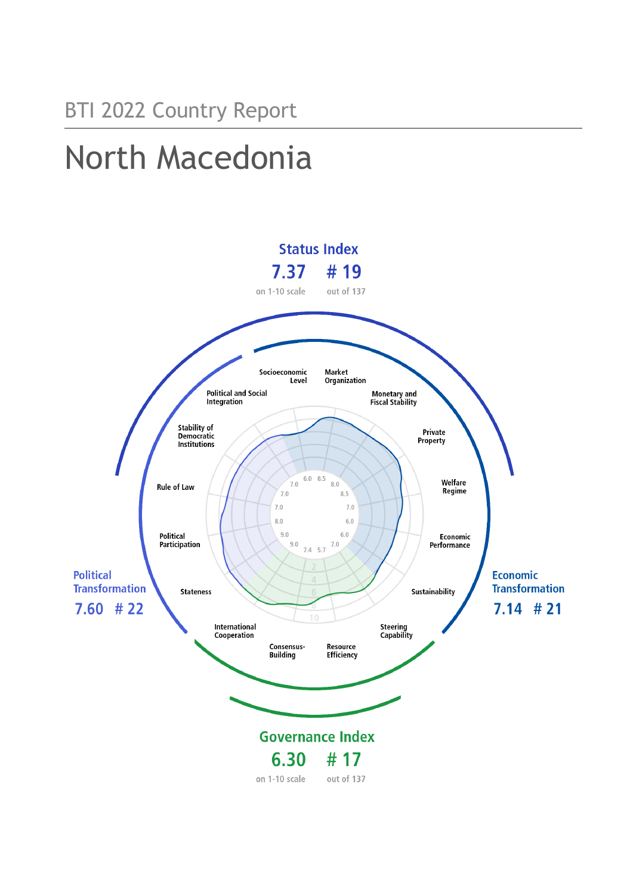BTI 2022 Country Report

# North Macedonia

## Status Index

**7.37** on 1-10 scale

**# 19** out of 137

## Political Transformation

**7.60** **# 22**

## Economic Transformation

**7.14** **# 21**

## Governance Index

**6.30** on 1-10 scale

**# 17** out of 137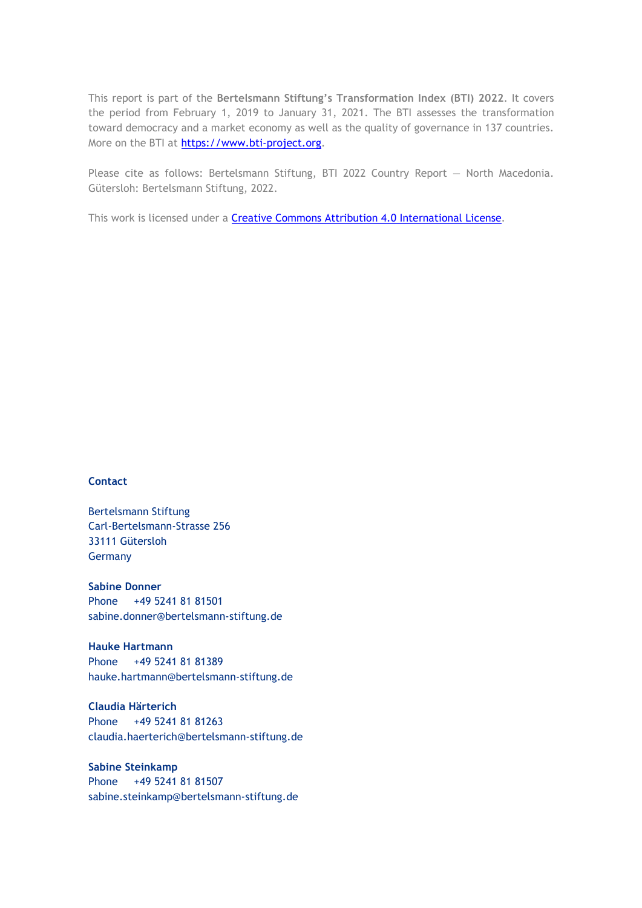This report is part of the **Bertelsmann Stiftung's Transformation Index (BTI) 2022**. It covers the period from February 1, 2019 to January 31, 2021. The BTI assesses the transformation toward democracy and a market economy as well as the quality of governance in 137 countries. More on the BTI at [https://www.bti-project.org](https://www.bti-project.org).

Please cite as follows: Bertelsmann Stiftung, BTI 2022 Country Report — North Macedonia. Gütersloh: Bertelsmann Stiftung, 2022.

This work is licensed under a [Creative Commons Attribution 4.0 International License](https://creativecommons.org/licenses/by/4.0/).

**Contact**

Bertelsmann Stiftung
Carl-Bertelsmann-Strasse 256
33111 Gütersloh
Germany

**Sabine Donner**
Phone +49 5241 81 81501
sabine.donner@bertelsmann-stiftung.de

**Hauke Hartmann**
Phone +49 5241 81 81389
hauke.hartmann@bertelsmann-stiftung.de

**Claudia Härterich**
Phone +49 5241 81 81263
claudia.haerterich@bertelsmann-stiftung.de

**Sabine Steinkamp**
Phone +49 5241 81 81507
sabine.steinkamp@bertelsmann-stiftung.de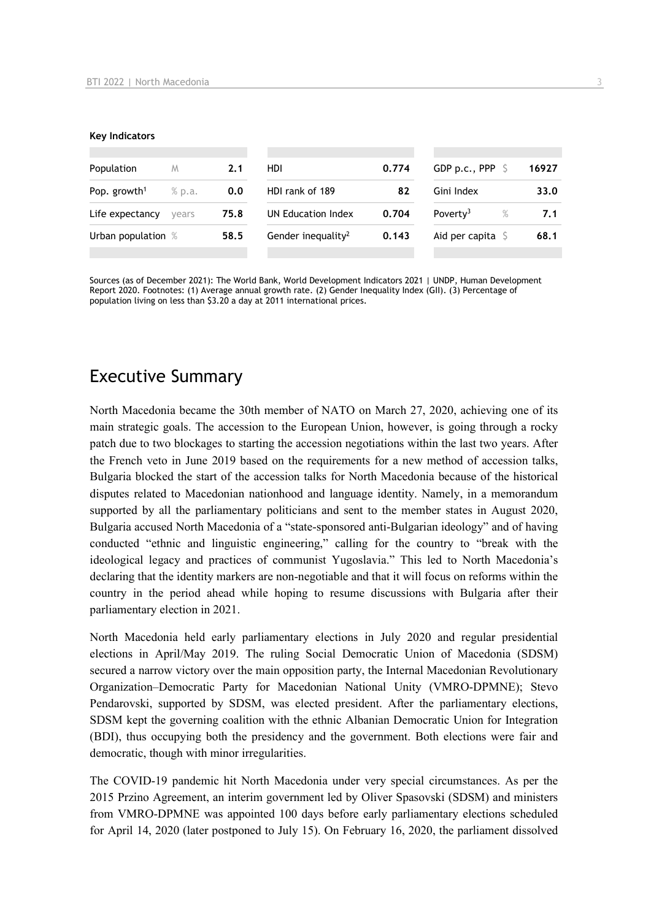**Key Indicators**

| Population | M | 2.1 | HDI | 0.774 | GDP p.c., PPP | $ | 16927 |
|---|---|---|---|---|---|---|---|
| Pop. growth[1] | % p.a. | 0.0 | HDI rank of 189 | 82 | Gini Index | | 33.0 |
| Life expectancy | years | 75.8 | UN Education Index | 0.704 | Poverty[3] | % | 7.1 |
| Urban population | % | 58.5 | Gender inequality[2] | 0.143 | Aid per capita | $ | 68.1 |

Sources (as of December 2021): The World Bank, World Development Indicators 2021 | UNDP, Human Development Report 2020. Footnotes: (1) Average annual growth rate. (2) Gender Inequality Index (GII). (3) Percentage of population living on less than $3.20 a day at 2011 international prices.

## Executive Summary

North Macedonia became the 30th member of NATO on March 27, 2020, achieving one of its main strategic goals. The accession to the European Union, however, is going through a rocky patch due to two blockages to starting the accession negotiations within the last two years. After the French veto in June 2019 based on the requirements for a new method of accession talks, Bulgaria blocked the start of the accession talks for North Macedonia because of the historical disputes related to Macedonian nationhood and language identity. Namely, in a memorandum supported by all the parliamentary politicians and sent to the member states in August 2020, Bulgaria accused North Macedonia of a "state-sponsored anti-Bulgarian ideology" and of having conducted "ethnic and linguistic engineering," calling for the country to "break with the ideological legacy and practices of communist Yugoslavia." This led to North Macedonia's declaring that the identity markers are non-negotiable and that it will focus on reforms within the country in the period ahead while hoping to resume discussions with Bulgaria after their parliamentary election in 2021.

North Macedonia held early parliamentary elections in July 2020 and regular presidential elections in April/May 2019. The ruling Social Democratic Union of Macedonia (SDSM) secured a narrow victory over the main opposition party, the Internal Macedonian Revolutionary Organization–Democratic Party for Macedonian National Unity (VMRO-DPMNE); Stevo Pendarovski, supported by SDSM, was elected president. After the parliamentary elections, SDSM kept the governing coalition with the ethnic Albanian Democratic Union for Integration (BDI), thus occupying both the presidency and the government. Both elections were fair and democratic, though with minor irregularities.

The COVID-19 pandemic hit North Macedonia under very special circumstances. As per the 2015 Przino Agreement, an interim government led by Oliver Spasovski (SDSM) and ministers from VMRO-DPMNE was appointed 100 days before early parliamentary elections scheduled for April 14, 2020 (later postponed to July 15). On February 16, 2020, the parliament dissolved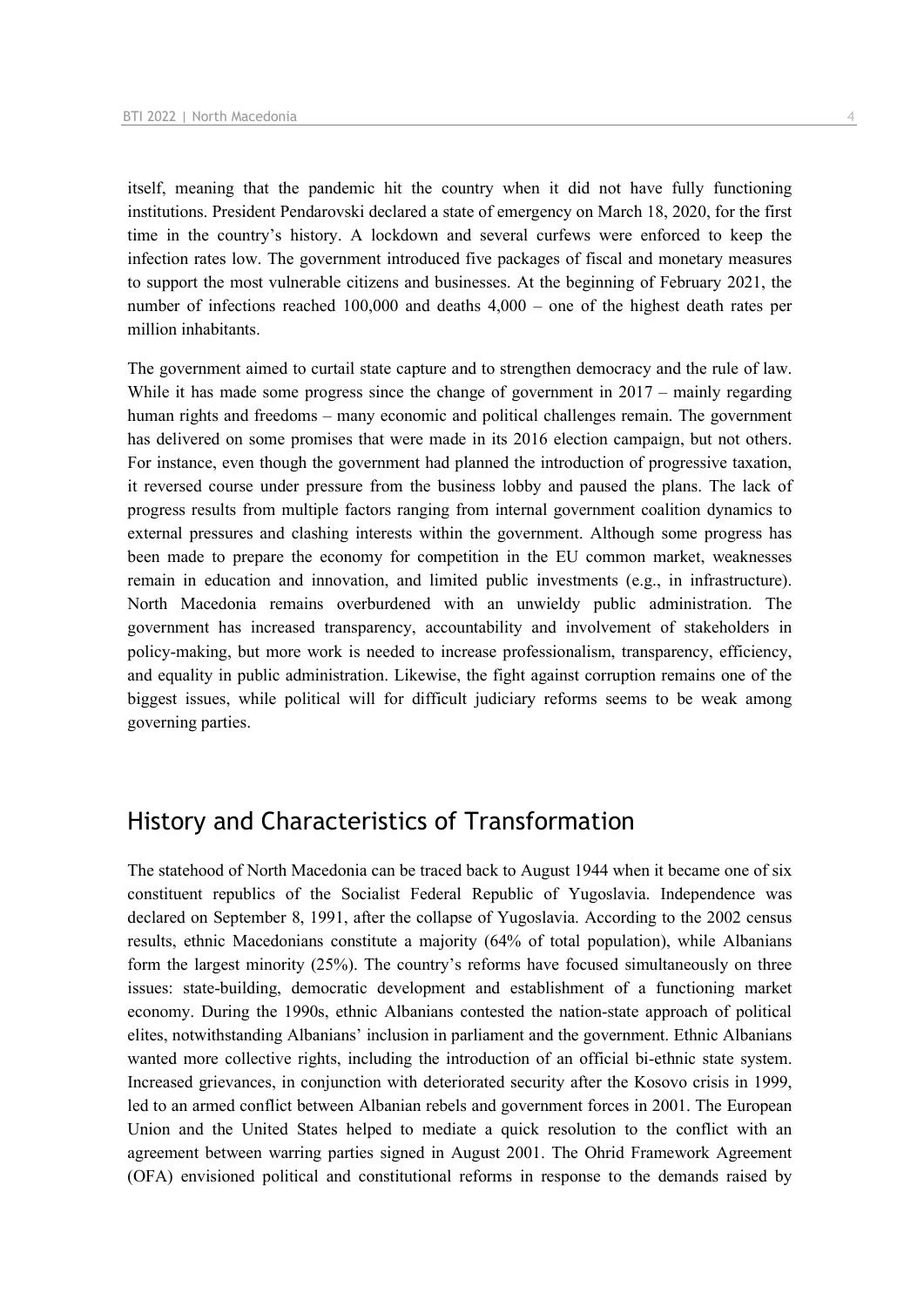itself, meaning that the pandemic hit the country when it did not have fully functioning institutions. President Pendarovski declared a state of emergency on March 18, 2020, for the first time in the country's history. A lockdown and several curfews were enforced to keep the infection rates low. The government introduced five packages of fiscal and monetary measures to support the most vulnerable citizens and businesses. At the beginning of February 2021, the number of infections reached 100,000 and deaths 4,000 – one of the highest death rates per million inhabitants.

The government aimed to curtail state capture and to strengthen democracy and the rule of law. While it has made some progress since the change of government in 2017 – mainly regarding human rights and freedoms – many economic and political challenges remain. The government has delivered on some promises that were made in its 2016 election campaign, but not others. For instance, even though the government had planned the introduction of progressive taxation, it reversed course under pressure from the business lobby and paused the plans. The lack of progress results from multiple factors ranging from internal government coalition dynamics to external pressures and clashing interests within the government. Although some progress has been made to prepare the economy for competition in the EU common market, weaknesses remain in education and innovation, and limited public investments (e.g., in infrastructure). North Macedonia remains overburdened with an unwieldy public administration. The government has increased transparency, accountability and involvement of stakeholders in policy-making, but more work is needed to increase professionalism, transparency, efficiency, and equality in public administration. Likewise, the fight against corruption remains one of the biggest issues, while political will for difficult judiciary reforms seems to be weak among governing parties.

## History and Characteristics of Transformation

The statehood of North Macedonia can be traced back to August 1944 when it became one of six constituent republics of the Socialist Federal Republic of Yugoslavia. Independence was declared on September 8, 1991, after the collapse of Yugoslavia. According to the 2002 census results, ethnic Macedonians constitute a majority (64% of total population), while Albanians form the largest minority (25%). The country's reforms have focused simultaneously on three issues: state-building, democratic development and establishment of a functioning market economy. During the 1990s, ethnic Albanians contested the nation-state approach of political elites, notwithstanding Albanians' inclusion in parliament and the government. Ethnic Albanians wanted more collective rights, including the introduction of an official bi-ethnic state system. Increased grievances, in conjunction with deteriorated security after the Kosovo crisis in 1999, led to an armed conflict between Albanian rebels and government forces in 2001. The European Union and the United States helped to mediate a quick resolution to the conflict with an agreement between warring parties signed in August 2001. The Ohrid Framework Agreement (OFA) envisioned political and constitutional reforms in response to the demands raised by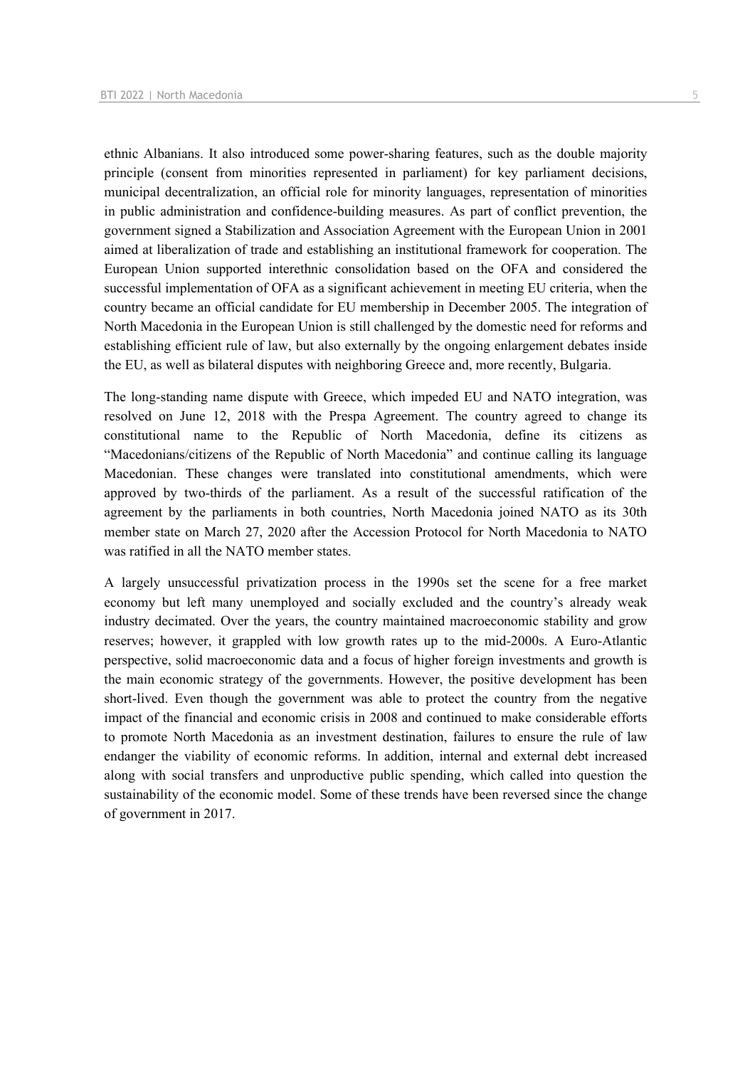ethnic Albanians. It also introduced some power-sharing features, such as the double majority principle (consent from minorities represented in parliament) for key parliament decisions, municipal decentralization, an official role for minority languages, representation of minorities in public administration and confidence-building measures. As part of conflict prevention, the government signed a Stabilization and Association Agreement with the European Union in 2001 aimed at liberalization of trade and establishing an institutional framework for cooperation. The European Union supported interethnic consolidation based on the OFA and considered the successful implementation of OFA as a significant achievement in meeting EU criteria, when the country became an official candidate for EU membership in December 2005. The integration of North Macedonia in the European Union is still challenged by the domestic need for reforms and establishing efficient rule of law, but also externally by the ongoing enlargement debates inside the EU, as well as bilateral disputes with neighboring Greece and, more recently, Bulgaria.

The long-standing name dispute with Greece, which impeded EU and NATO integration, was resolved on June 12, 2018 with the Prespa Agreement. The country agreed to change its constitutional name to the Republic of North Macedonia, define its citizens as "Macedonians/citizens of the Republic of North Macedonia" and continue calling its language Macedonian. These changes were translated into constitutional amendments, which were approved by two-thirds of the parliament. As a result of the successful ratification of the agreement by the parliaments in both countries, North Macedonia joined NATO as its 30th member state on March 27, 2020 after the Accession Protocol for North Macedonia to NATO was ratified in all the NATO member states.

A largely unsuccessful privatization process in the 1990s set the scene for a free market economy but left many unemployed and socially excluded and the country's already weak industry decimated. Over the years, the country maintained macroeconomic stability and grow reserves; however, it grappled with low growth rates up to the mid-2000s. A Euro-Atlantic perspective, solid macroeconomic data and a focus of higher foreign investments and growth is the main economic strategy of the governments. However, the positive development has been short-lived. Even though the government was able to protect the country from the negative impact of the financial and economic crisis in 2008 and continued to make considerable efforts to promote North Macedonia as an investment destination, failures to ensure the rule of law endanger the viability of economic reforms. In addition, internal and external debt increased along with social transfers and unproductive public spending, which called into question the sustainability of the economic model. Some of these trends have been reversed since the change of government in 2017.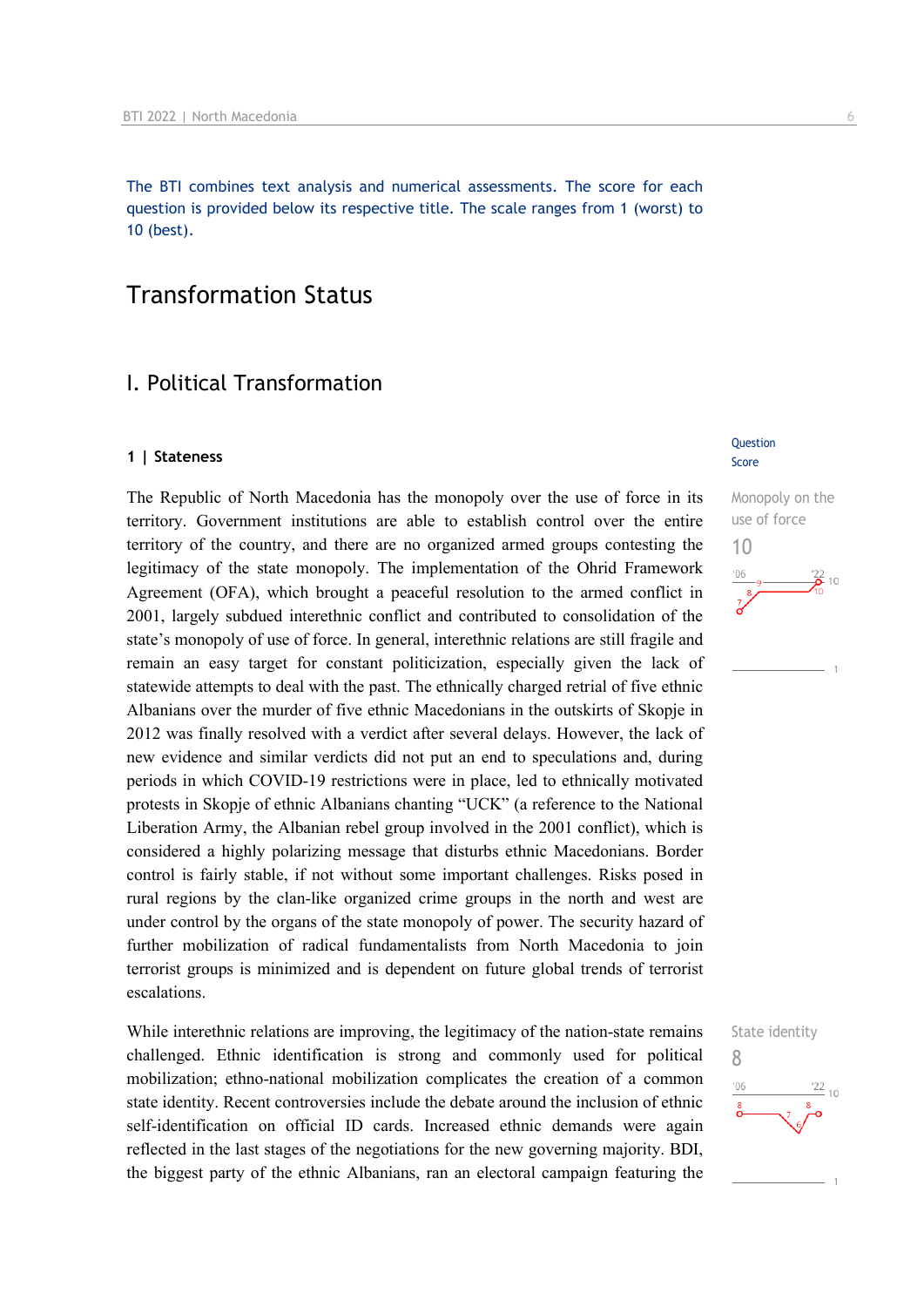The BTI combines text analysis and numerical assessments. The score for each question is provided below its respective title. The scale ranges from 1 (worst) to 10 (best).

# Transformation Status

## I. Political Transformation

### 1 | Stateness

Question Score

Monopoly on the use of force
10

The Republic of North Macedonia has the monopoly over the use of force in its territory. Government institutions are able to establish control over the entire territory of the country, and there are no organized armed groups contesting the legitimacy of the state monopoly. The implementation of the Ohrid Framework Agreement (OFA), which brought a peaceful resolution to the armed conflict in 2001, largely subdued interethnic conflict and contributed to consolidation of the state's monopoly of use of force. In general, interethnic relations are still fragile and remain an easy target for constant politicization, especially given the lack of statewide attempts to deal with the past. The ethnically charged retrial of five ethnic Albanians over the murder of five ethnic Macedonians in the outskirts of Skopje in 2012 was finally resolved with a verdict after several delays. However, the lack of new evidence and similar verdicts did not put an end to speculations and, during periods in which COVID-19 restrictions were in place, led to ethnically motivated protests in Skopje of ethnic Albanians chanting "UCK" (a reference to the National Liberation Army, the Albanian rebel group involved in the 2001 conflict), which is considered a highly polarizing message that disturbs ethnic Macedonians. Border control is fairly stable, if not without some important challenges. Risks posed in rural regions by the clan-like organized crime groups in the north and west are under control by the organs of the state monopoly of power. The security hazard of further mobilization of radical fundamentalists from North Macedonia to join terrorist groups is minimized and is dependent on future global trends of terrorist escalations.

State identity
8

While interethnic relations are improving, the legitimacy of the nation-state remains challenged. Ethnic identification is strong and commonly used for political mobilization; ethno-national mobilization complicates the creation of a common state identity. Recent controversies include the debate around the inclusion of ethnic self-identification on official ID cards. Increased ethnic demands were again reflected in the last stages of the negotiations for the new governing majority. BDI, the biggest party of the ethnic Albanians, ran an electoral campaign featuring the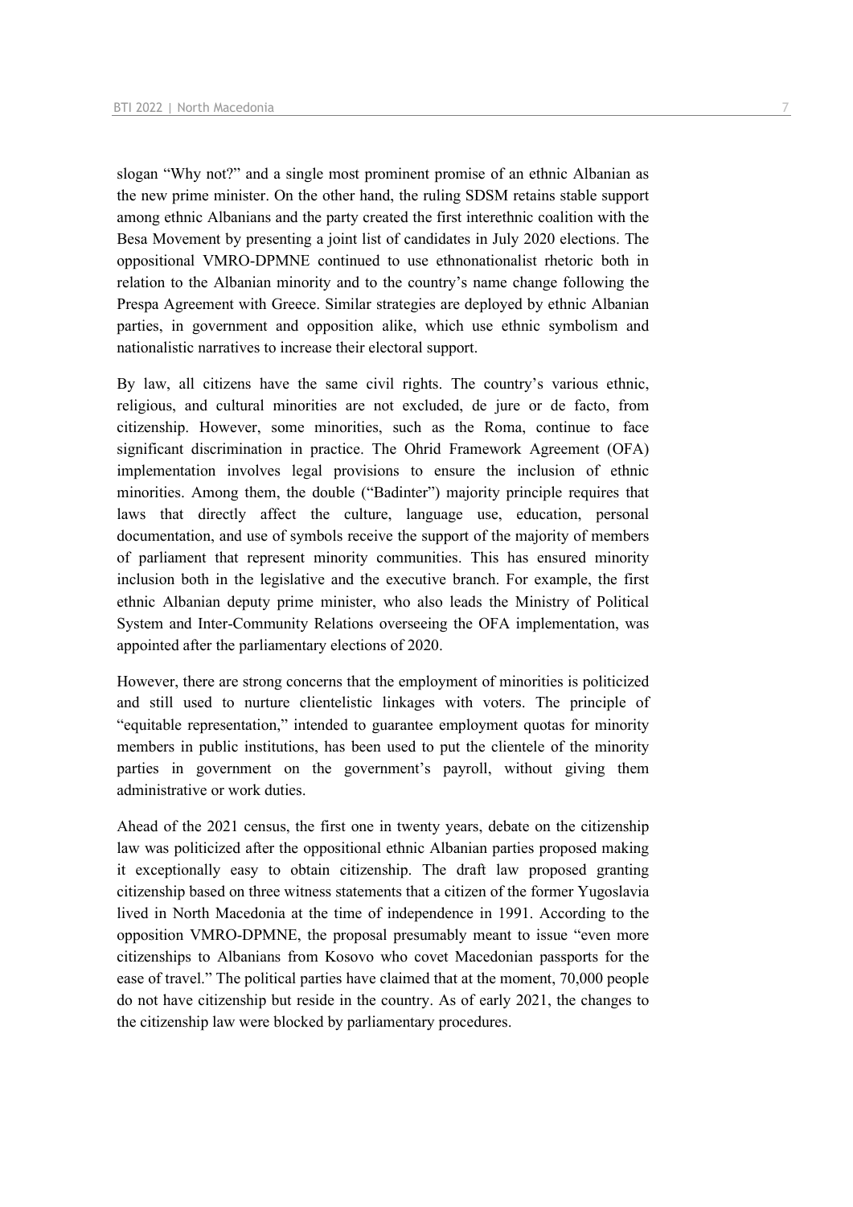slogan "Why not?" and a single most prominent promise of an ethnic Albanian as the new prime minister. On the other hand, the ruling SDSM retains stable support among ethnic Albanians and the party created the first interethnic coalition with the Besa Movement by presenting a joint list of candidates in July 2020 elections. The oppositional VMRO-DPMNE continued to use ethnonationalist rhetoric both in relation to the Albanian minority and to the country's name change following the Prespa Agreement with Greece. Similar strategies are deployed by ethnic Albanian parties, in government and opposition alike, which use ethnic symbolism and nationalistic narratives to increase their electoral support.

By law, all citizens have the same civil rights. The country's various ethnic, religious, and cultural minorities are not excluded, de jure or de facto, from citizenship. However, some minorities, such as the Roma, continue to face significant discrimination in practice. The Ohrid Framework Agreement (OFA) implementation involves legal provisions to ensure the inclusion of ethnic minorities. Among them, the double ("Badinter") majority principle requires that laws that directly affect the culture, language use, education, personal documentation, and use of symbols receive the support of the majority of members of parliament that represent minority communities. This has ensured minority inclusion both in the legislative and the executive branch. For example, the first ethnic Albanian deputy prime minister, who also leads the Ministry of Political System and Inter-Community Relations overseeing the OFA implementation, was appointed after the parliamentary elections of 2020.

However, there are strong concerns that the employment of minorities is politicized and still used to nurture clientelistic linkages with voters. The principle of "equitable representation," intended to guarantee employment quotas for minority members in public institutions, has been used to put the clientele of the minority parties in government on the government's payroll, without giving them administrative or work duties.

Ahead of the 2021 census, the first one in twenty years, debate on the citizenship law was politicized after the oppositional ethnic Albanian parties proposed making it exceptionally easy to obtain citizenship. The draft law proposed granting citizenship based on three witness statements that a citizen of the former Yugoslavia lived in North Macedonia at the time of independence in 1991. According to the opposition VMRO-DPMNE, the proposal presumably meant to issue "even more citizenships to Albanians from Kosovo who covet Macedonian passports for the ease of travel." The political parties have claimed that at the moment, 70,000 people do not have citizenship but reside in the country. As of early 2021, the changes to the citizenship law were blocked by parliamentary procedures.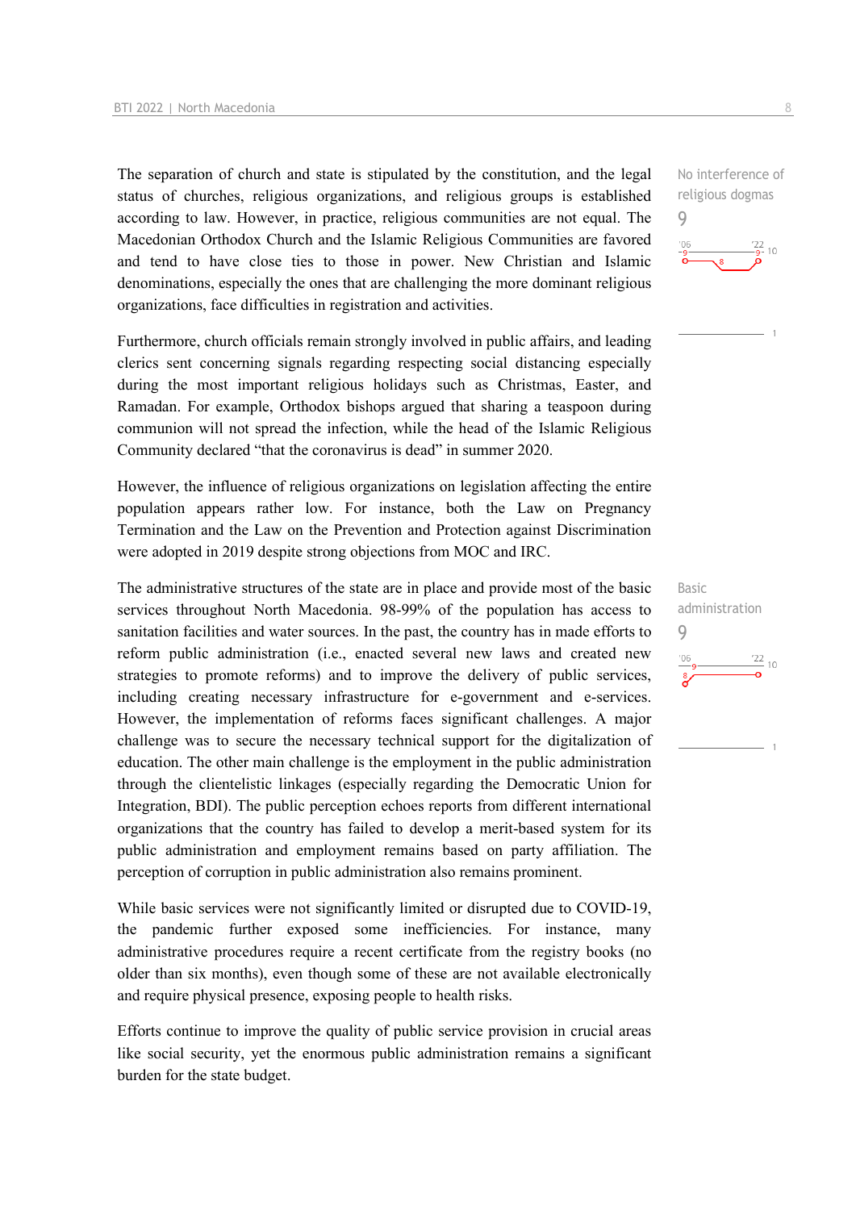The separation of church and state is stipulated by the constitution, and the legal status of churches, religious organizations, and religious groups is established according to law. However, in practice, religious communities are not equal. The Macedonian Orthodox Church and the Islamic Religious Communities are favored and tend to have close ties to those in power. New Christian and Islamic denominations, especially the ones that are challenging the more dominant religious organizations, face difficulties in registration and activities.

No interference of religious dogmas
9

Furthermore, church officials remain strongly involved in public affairs, and leading clerics sent concerning signals regarding respecting social distancing especially during the most important religious holidays such as Christmas, Easter, and Ramadan. For example, Orthodox bishops argued that sharing a teaspoon during communion will not spread the infection, while the head of the Islamic Religious Community declared "that the coronavirus is dead" in summer 2020.

However, the influence of religious organizations on legislation affecting the entire population appears rather low. For instance, both the Law on Pregnancy Termination and the Law on the Prevention and Protection against Discrimination were adopted in 2019 despite strong objections from MOC and IRC.

The administrative structures of the state are in place and provide most of the basic services throughout North Macedonia. 98-99% of the population has access to sanitation facilities and water sources. In the past, the country has in made efforts to reform public administration (i.e., enacted several new laws and created new strategies to promote reforms) and to improve the delivery of public services, including creating necessary infrastructure for e-government and e-services. However, the implementation of reforms faces significant challenges. A major challenge was to secure the necessary technical support for the digitalization of education. The other main challenge is the employment in the public administration through the clientelistic linkages (especially regarding the Democratic Union for Integration, BDI). The public perception echoes reports from different international organizations that the country has failed to develop a merit-based system for its public administration and employment remains based on party affiliation. The perception of corruption in public administration also remains prominent.

Basic administration
9

While basic services were not significantly limited or disrupted due to COVID-19, the pandemic further exposed some inefficiencies. For instance, many administrative procedures require a recent certificate from the registry books (no older than six months), even though some of these are not available electronically and require physical presence, exposing people to health risks.

Efforts continue to improve the quality of public service provision in crucial areas like social security, yet the enormous public administration remains a significant burden for the state budget.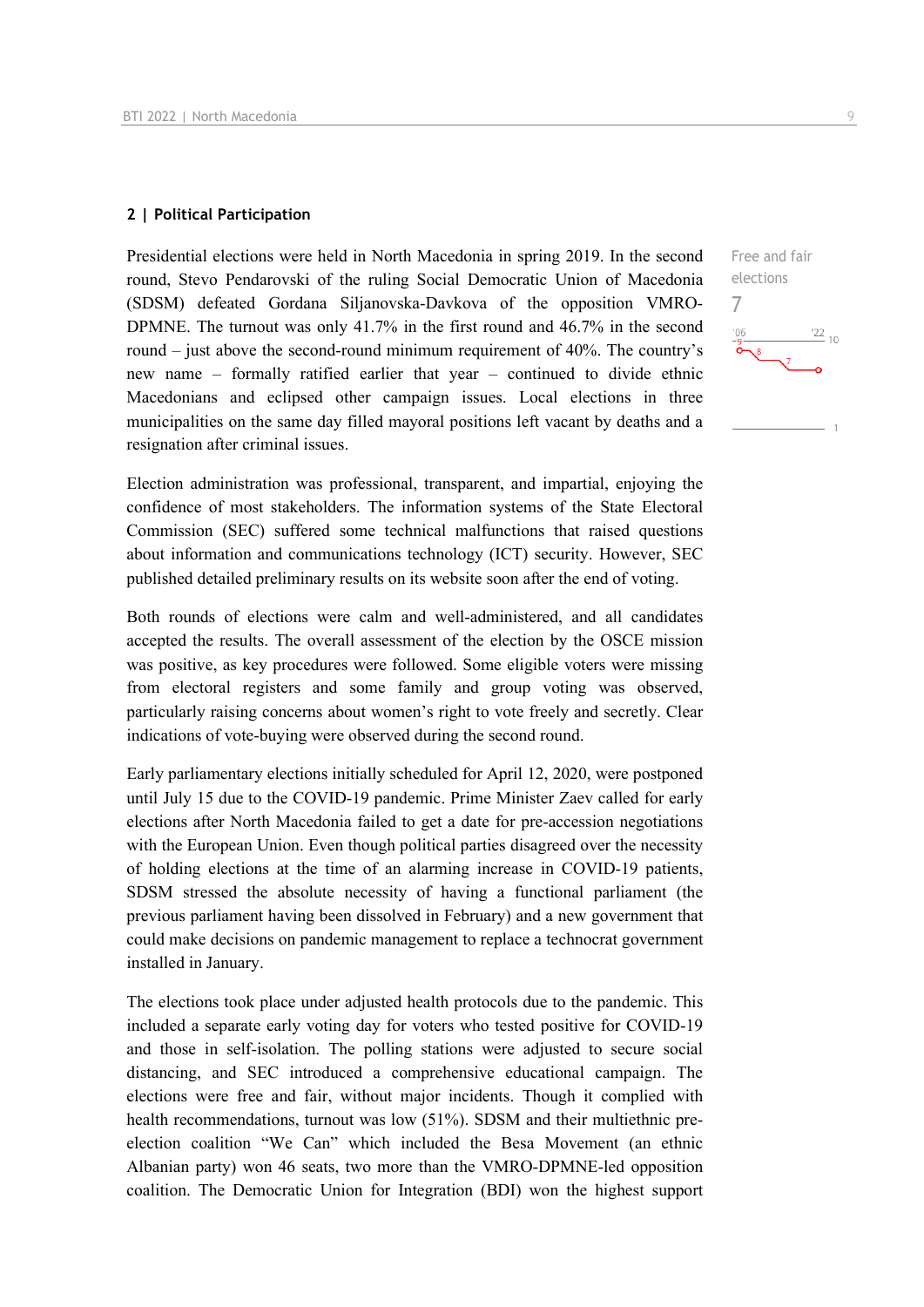## 2 | Political Participation

Free and fair elections

7

Presidential elections were held in North Macedonia in spring 2019. In the second round, Stevo Pendarovski of the ruling Social Democratic Union of Macedonia (SDSM) defeated Gordana Siljanovska-Davkova of the opposition VMRO-DPMNE. The turnout was only 41.7% in the first round and 46.7% in the second round – just above the second-round minimum requirement of 40%. The country's new name – formally ratified earlier that year – continued to divide ethnic Macedonians and eclipsed other campaign issues. Local elections in three municipalities on the same day filled mayoral positions left vacant by deaths and a resignation after criminal issues.

Election administration was professional, transparent, and impartial, enjoying the confidence of most stakeholders. The information systems of the State Electoral Commission (SEC) suffered some technical malfunctions that raised questions about information and communications technology (ICT) security. However, SEC published detailed preliminary results on its website soon after the end of voting.

Both rounds of elections were calm and well-administered, and all candidates accepted the results. The overall assessment of the election by the OSCE mission was positive, as key procedures were followed. Some eligible voters were missing from electoral registers and some family and group voting was observed, particularly raising concerns about women's right to vote freely and secretly. Clear indications of vote-buying were observed during the second round.

Early parliamentary elections initially scheduled for April 12, 2020, were postponed until July 15 due to the COVID-19 pandemic. Prime Minister Zaev called for early elections after North Macedonia failed to get a date for pre-accession negotiations with the European Union. Even though political parties disagreed over the necessity of holding elections at the time of an alarming increase in COVID-19 patients, SDSM stressed the absolute necessity of having a functional parliament (the previous parliament having been dissolved in February) and a new government that could make decisions on pandemic management to replace a technocrat government installed in January.

The elections took place under adjusted health protocols due to the pandemic. This included a separate early voting day for voters who tested positive for COVID-19 and those in self-isolation. The polling stations were adjusted to secure social distancing, and SEC introduced a comprehensive educational campaign. The elections were free and fair, without major incidents. Though it complied with health recommendations, turnout was low (51%). SDSM and their multiethnic pre-election coalition "We Can" which included the Besa Movement (an ethnic Albanian party) won 46 seats, two more than the VMRO-DPMNE-led opposition coalition. The Democratic Union for Integration (BDI) won the highest support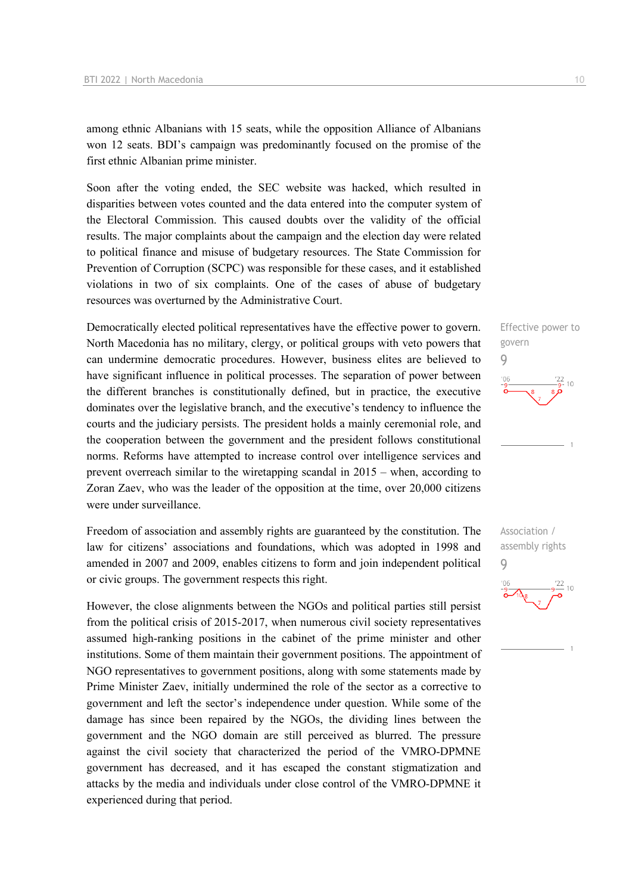among ethnic Albanians with 15 seats, while the opposition Alliance of Albanians won 12 seats. BDI's campaign was predominantly focused on the promise of the first ethnic Albanian prime minister.

Soon after the voting ended, the SEC website was hacked, which resulted in disparities between votes counted and the data entered into the computer system of the Electoral Commission. This caused doubts over the validity of the official results. The major complaints about the campaign and the election day were related to political finance and misuse of budgetary resources. The State Commission for Prevention of Corruption (SCPC) was responsible for these cases, and it established violations in two of six complaints. One of the cases of abuse of budgetary resources was overturned by the Administrative Court.

Effective power to govern
9

Democratically elected political representatives have the effective power to govern. North Macedonia has no military, clergy, or political groups with veto powers that can undermine democratic procedures. However, business elites are believed to have significant influence in political processes. The separation of power between the different branches is constitutionally defined, but in practice, the executive dominates over the legislative branch, and the executive's tendency to influence the courts and the judiciary persists. The president holds a mainly ceremonial role, and the cooperation between the government and the president follows constitutional norms. Reforms have attempted to increase control over intelligence services and prevent overreach similar to the wiretapping scandal in 2015 – when, according to Zoran Zaev, who was the leader of the opposition at the time, over 20,000 citizens were under surveillance.

Association / assembly rights
9

Freedom of association and assembly rights are guaranteed by the constitution. The law for citizens' associations and foundations, which was adopted in 1998 and amended in 2007 and 2009, enables citizens to form and join independent political or civic groups. The government respects this right.

However, the close alignments between the NGOs and political parties still persist from the political crisis of 2015-2017, when numerous civil society representatives assumed high-ranking positions in the cabinet of the prime minister and other institutions. Some of them maintain their government positions. The appointment of NGO representatives to government positions, along with some statements made by Prime Minister Zaev, initially undermined the role of the sector as a corrective to government and left the sector's independence under question. While some of the damage has since been repaired by the NGOs, the dividing lines between the government and the NGO domain are still perceived as blurred. The pressure against the civil society that characterized the period of the VMRO-DPMNE government has decreased, and it has escaped the constant stigmatization and attacks by the media and individuals under close control of the VMRO-DPMNE it experienced during that period.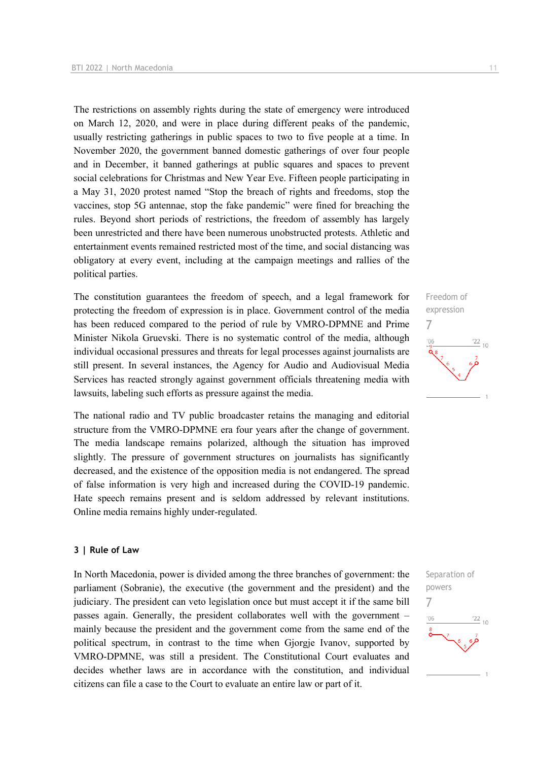The restrictions on assembly rights during the state of emergency were introduced on March 12, 2020, and were in place during different peaks of the pandemic, usually restricting gatherings in public spaces to two to five people at a time. In November 2020, the government banned domestic gatherings of over four people and in December, it banned gatherings at public squares and spaces to prevent social celebrations for Christmas and New Year Eve. Fifteen people participating in a May 31, 2020 protest named "Stop the breach of rights and freedoms, stop the vaccines, stop 5G antennae, stop the fake pandemic" were fined for breaching the rules. Beyond short periods of restrictions, the freedom of assembly has largely been unrestricted and there have been numerous unobstructed protests. Athletic and entertainment events remained restricted most of the time, and social distancing was obligatory at every event, including at the campaign meetings and rallies of the political parties.

Freedom of expression
7

The constitution guarantees the freedom of speech, and a legal framework for protecting the freedom of expression is in place. Government control of the media has been reduced compared to the period of rule by VMRO-DPMNE and Prime Minister Nikola Gruevski. There is no systematic control of the media, although individual occasional pressures and threats for legal processes against journalists are still present. In several instances, the Agency for Audio and Audiovisual Media Services has reacted strongly against government officials threatening media with lawsuits, labeling such efforts as pressure against the media.

The national radio and TV public broadcaster retains the managing and editorial structure from the VMRO-DPMNE era four years after the change of government. The media landscape remains polarized, although the situation has improved slightly. The pressure of government structures on journalists has significantly decreased, and the existence of the opposition media is not endangered. The spread of false information is very high and increased during the COVID-19 pandemic. Hate speech remains present and is seldom addressed by relevant institutions. Online media remains highly under-regulated.

### 3 | Rule of Law

Separation of powers
7

In North Macedonia, power is divided among the three branches of government: the parliament (Sobranie), the executive (the government and the president) and the judiciary. The president can veto legislation once but must accept it if the same bill passes again. Generally, the president collaborates well with the government – mainly because the president and the government come from the same end of the political spectrum, in contrast to the time when Gjorgje Ivanov, supported by VMRO-DPMNE, was still a president. The Constitutional Court evaluates and decides whether laws are in accordance with the constitution, and individual citizens can file a case to the Court to evaluate an entire law or part of it.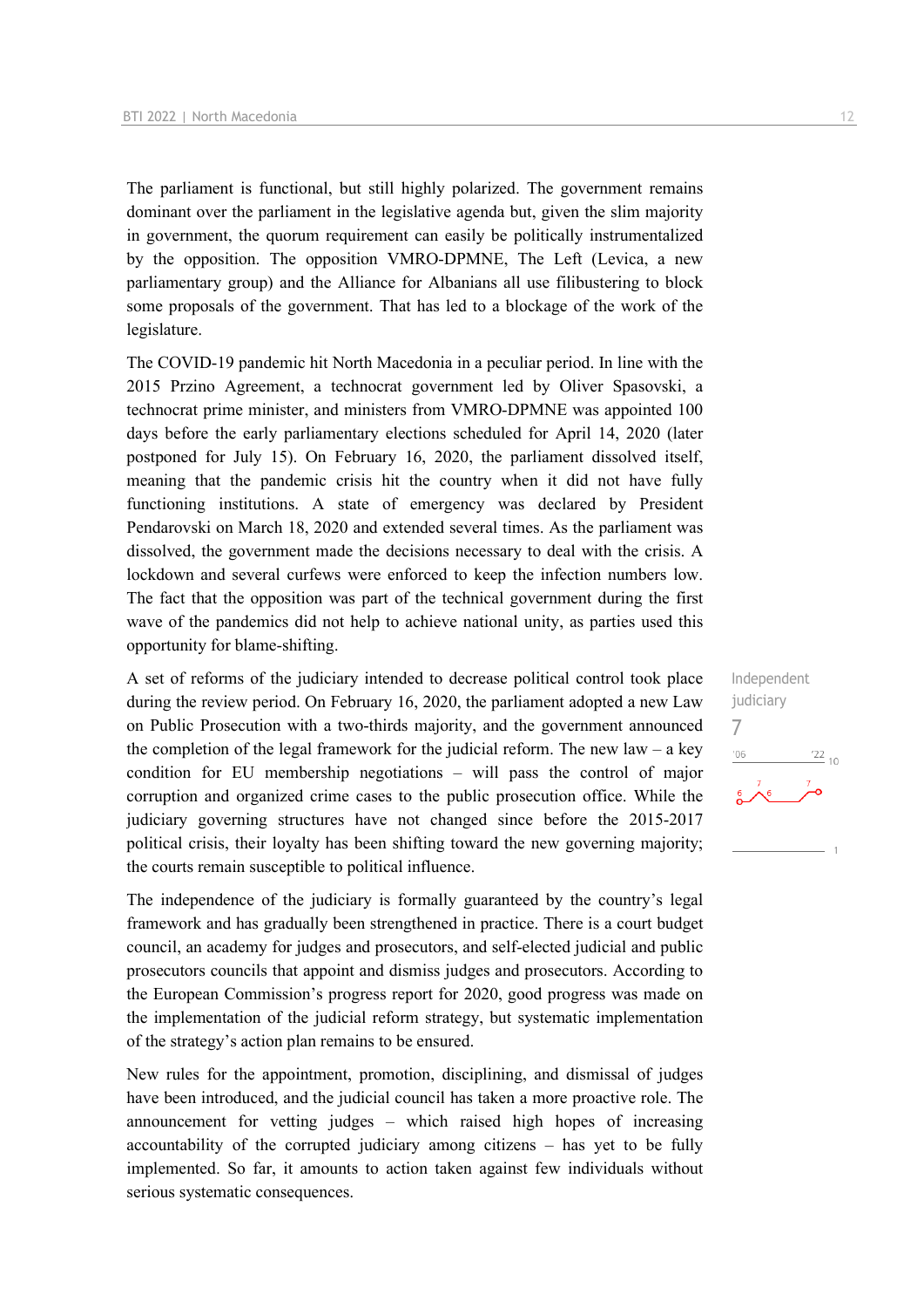The parliament is functional, but still highly polarized. The government remains dominant over the parliament in the legislative agenda but, given the slim majority in government, the quorum requirement can easily be politically instrumentalized by the opposition. The opposition VMRO-DPMNE, The Left (Levica, a new parliamentary group) and the Alliance for Albanians all use filibustering to block some proposals of the government. That has led to a blockage of the work of the legislature.

The COVID-19 pandemic hit North Macedonia in a peculiar period. In line with the 2015 Przino Agreement, a technocrat government led by Oliver Spasovski, a technocrat prime minister, and ministers from VMRO-DPMNE was appointed 100 days before the early parliamentary elections scheduled for April 14, 2020 (later postponed for July 15). On February 16, 2020, the parliament dissolved itself, meaning that the pandemic crisis hit the country when it did not have fully functioning institutions. A state of emergency was declared by President Pendarovski on March 18, 2020 and extended several times. As the parliament was dissolved, the government made the decisions necessary to deal with the crisis. A lockdown and several curfews were enforced to keep the infection numbers low. The fact that the opposition was part of the technical government during the first wave of the pandemics did not help to achieve national unity, as parties used this opportunity for blame-shifting.

Independent judiciary
7

A set of reforms of the judiciary intended to decrease political control took place during the review period. On February 16, 2020, the parliament adopted a new Law on Public Prosecution with a two-thirds majority, and the government announced the completion of the legal framework for the judicial reform. The new law – a key condition for EU membership negotiations – will pass the control of major corruption and organized crime cases to the public prosecution office. While the judiciary governing structures have not changed since before the 2015-2017 political crisis, their loyalty has been shifting toward the new governing majority; the courts remain susceptible to political influence.

The independence of the judiciary is formally guaranteed by the country's legal framework and has gradually been strengthened in practice. There is a court budget council, an academy for judges and prosecutors, and self-elected judicial and public prosecutors councils that appoint and dismiss judges and prosecutors. According to the European Commission's progress report for 2020, good progress was made on the implementation of the judicial reform strategy, but systematic implementation of the strategy's action plan remains to be ensured.

New rules for the appointment, promotion, disciplining, and dismissal of judges have been introduced, and the judicial council has taken a more proactive role. The announcement for vetting judges – which raised high hopes of increasing accountability of the corrupted judiciary among citizens – has yet to be fully implemented. So far, it amounts to action taken against few individuals without serious systematic consequences.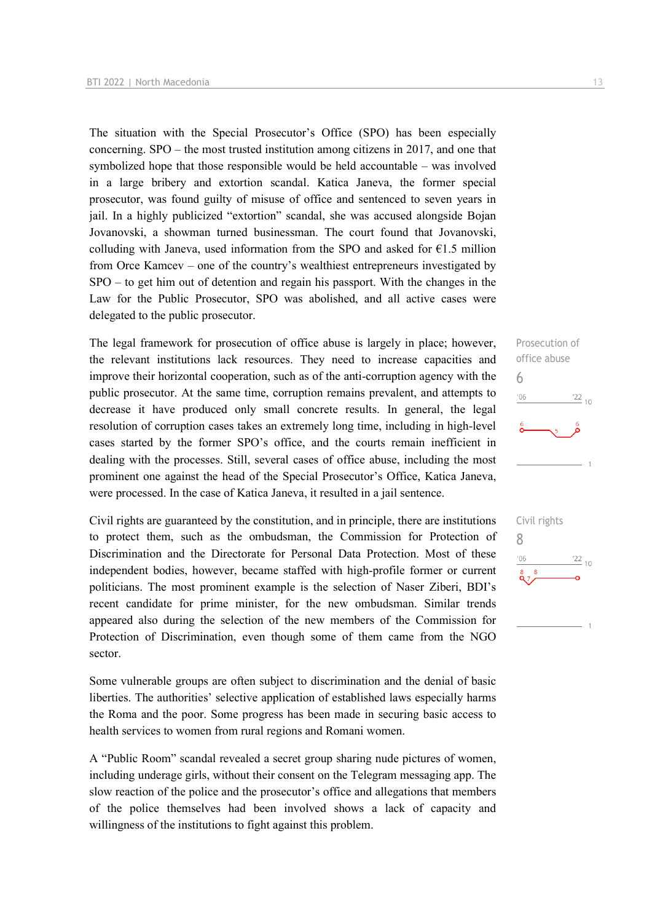The situation with the Special Prosecutor's Office (SPO) has been especially concerning. SPO – the most trusted institution among citizens in 2017, and one that symbolized hope that those responsible would be held accountable – was involved in a large bribery and extortion scandal. Katica Janeva, the former special prosecutor, was found guilty of misuse of office and sentenced to seven years in jail. In a highly publicized "extortion" scandal, she was accused alongside Bojan Jovanovski, a showman turned businessman. The court found that Jovanovski, colluding with Janeva, used information from the SPO and asked for €1.5 million from Orce Kamcev – one of the country's wealthiest entrepreneurs investigated by SPO – to get him out of detention and regain his passport. With the changes in the Law for the Public Prosecutor, SPO was abolished, and all active cases were delegated to the public prosecutor.

Prosecution of office abuse

6

The legal framework for prosecution of office abuse is largely in place; however, the relevant institutions lack resources. They need to increase capacities and improve their horizontal cooperation, such as of the anti-corruption agency with the public prosecutor. At the same time, corruption remains prevalent, and attempts to decrease it have produced only small concrete results. In general, the legal resolution of corruption cases takes an extremely long time, including in high-level cases started by the former SPO's office, and the courts remain inefficient in dealing with the processes. Still, several cases of office abuse, including the most prominent one against the head of the Special Prosecutor's Office, Katica Janeva, were processed. In the case of Katica Janeva, it resulted in a jail sentence.

Civil rights

8

Civil rights are guaranteed by the constitution, and in principle, there are institutions to protect them, such as the ombudsman, the Commission for Protection of Discrimination and the Directorate for Personal Data Protection. Most of these independent bodies, however, became staffed with high-profile former or current politicians. The most prominent example is the selection of Naser Ziberi, BDI's recent candidate for prime minister, for the new ombudsman. Similar trends appeared also during the selection of the new members of the Commission for Protection of Discrimination, even though some of them came from the NGO sector.

Some vulnerable groups are often subject to discrimination and the denial of basic liberties. The authorities' selective application of established laws especially harms the Roma and the poor. Some progress has been made in securing basic access to health services to women from rural regions and Romani women.

A "Public Room" scandal revealed a secret group sharing nude pictures of women, including underage girls, without their consent on the Telegram messaging app. The slow reaction of the police and the prosecutor's office and allegations that members of the police themselves had been involved shows a lack of capacity and willingness of the institutions to fight against this problem.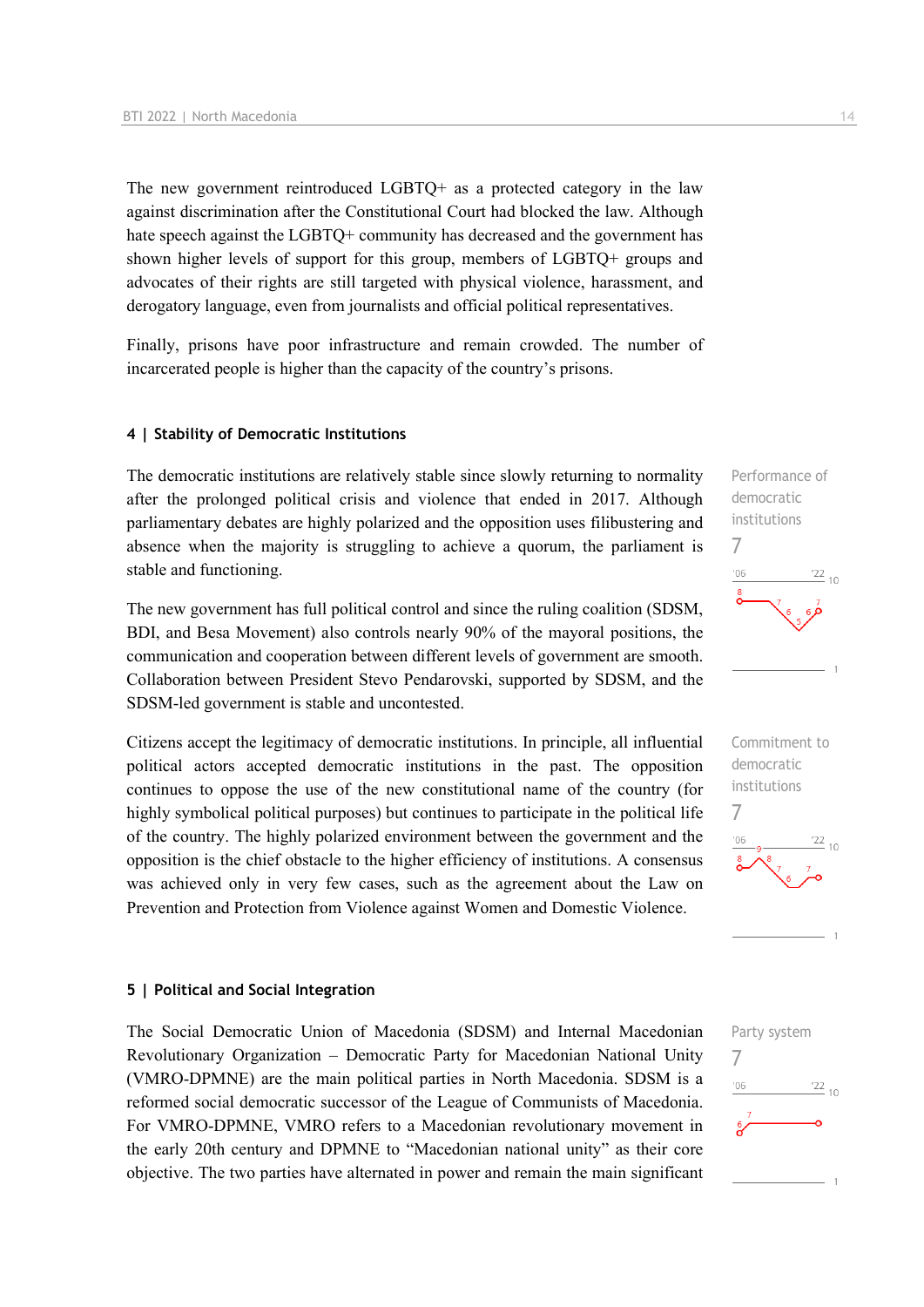The new government reintroduced LGBTQ+ as a protected category in the law against discrimination after the Constitutional Court had blocked the law. Although hate speech against the LGBTQ+ community has decreased and the government has shown higher levels of support for this group, members of LGBTQ+ groups and advocates of their rights are still targeted with physical violence, harassment, and derogatory language, even from journalists and official political representatives.

Finally, prisons have poor infrastructure and remain crowded. The number of incarcerated people is higher than the capacity of the country's prisons.

## 4 | Stability of Democratic Institutions

Performance of democratic institutions
7

The democratic institutions are relatively stable since slowly returning to normality after the prolonged political crisis and violence that ended in 2017. Although parliamentary debates are highly polarized and the opposition uses filibustering and absence when the majority is struggling to achieve a quorum, the parliament is stable and functioning.

The new government has full political control and since the ruling coalition (SDSM, BDI, and Besa Movement) also controls nearly 90% of the mayoral positions, the communication and cooperation between different levels of government are smooth. Collaboration between President Stevo Pendarovski, supported by SDSM, and the SDSM-led government is stable and uncontested.

Commitment to democratic institutions
7

Citizens accept the legitimacy of democratic institutions. In principle, all influential political actors accepted democratic institutions in the past. The opposition continues to oppose the use of the new constitutional name of the country (for highly symbolical political purposes) but continues to participate in the political life of the country. The highly polarized environment between the government and the opposition is the chief obstacle to the higher efficiency of institutions. A consensus was achieved only in very few cases, such as the agreement about the Law on Prevention and Protection from Violence against Women and Domestic Violence.

## 5 | Political and Social Integration

Party system
7

The Social Democratic Union of Macedonia (SDSM) and Internal Macedonian Revolutionary Organization – Democratic Party for Macedonian National Unity (VMRO-DPMNE) are the main political parties in North Macedonia. SDSM is a reformed social democratic successor of the League of Communists of Macedonia. For VMRO-DPMNE, VMRO refers to a Macedonian revolutionary movement in the early 20th century and DPMNE to "Macedonian national unity" as their core objective. The two parties have alternated in power and remain the main significant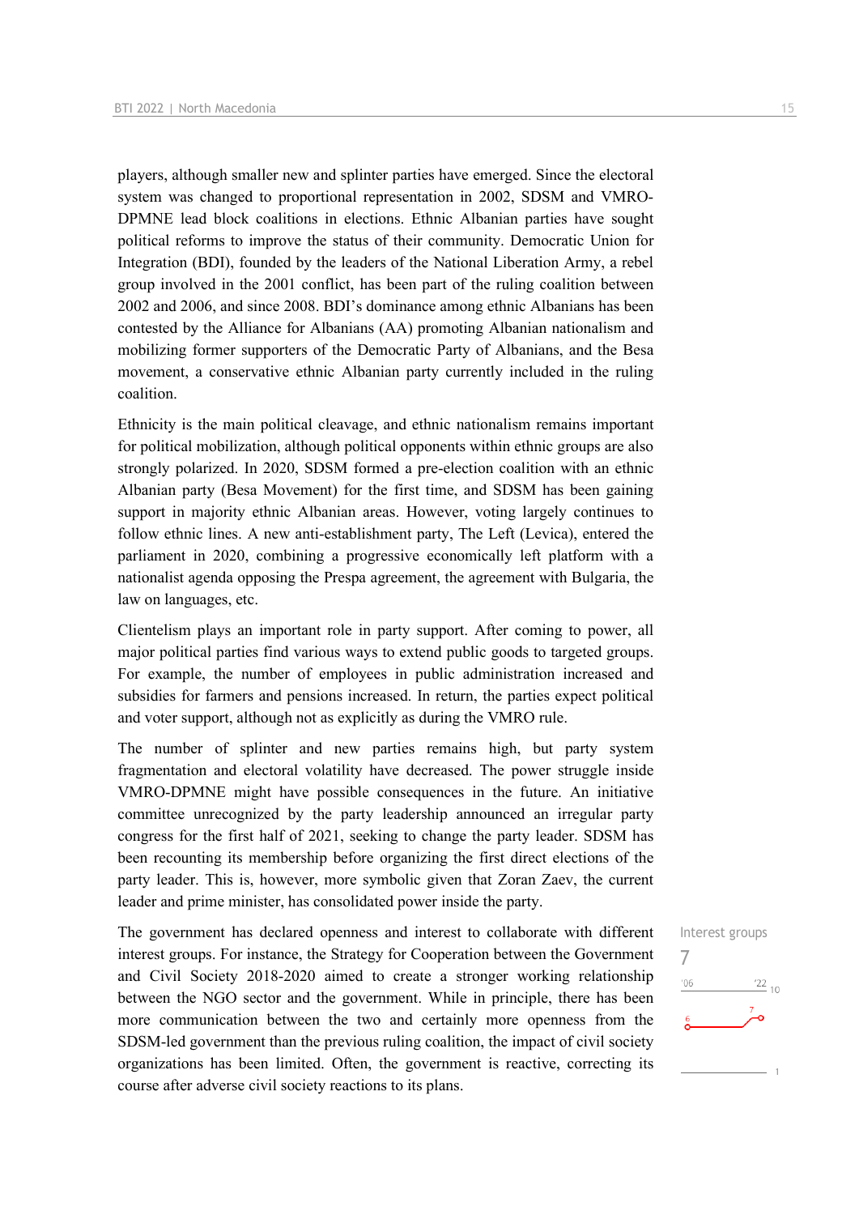players, although smaller new and splinter parties have emerged. Since the electoral system was changed to proportional representation in 2002, SDSM and VMRO-DPMNE lead block coalitions in elections. Ethnic Albanian parties have sought political reforms to improve the status of their community. Democratic Union for Integration (BDI), founded by the leaders of the National Liberation Army, a rebel group involved in the 2001 conflict, has been part of the ruling coalition between 2002 and 2006, and since 2008. BDI's dominance among ethnic Albanians has been contested by the Alliance for Albanians (AA) promoting Albanian nationalism and mobilizing former supporters of the Democratic Party of Albanians, and the Besa movement, a conservative ethnic Albanian party currently included in the ruling coalition.

Ethnicity is the main political cleavage, and ethnic nationalism remains important for political mobilization, although political opponents within ethnic groups are also strongly polarized. In 2020, SDSM formed a pre-election coalition with an ethnic Albanian party (Besa Movement) for the first time, and SDSM has been gaining support in majority ethnic Albanian areas. However, voting largely continues to follow ethnic lines. A new anti-establishment party, The Left (Levica), entered the parliament in 2020, combining a progressive economically left platform with a nationalist agenda opposing the Prespa agreement, the agreement with Bulgaria, the law on languages, etc.

Clientelism plays an important role in party support. After coming to power, all major political parties find various ways to extend public goods to targeted groups. For example, the number of employees in public administration increased and subsidies for farmers and pensions increased. In return, the parties expect political and voter support, although not as explicitly as during the VMRO rule.

The number of splinter and new parties remains high, but party system fragmentation and electoral volatility have decreased. The power struggle inside VMRO-DPMNE might have possible consequences in the future. An initiative committee unrecognized by the party leadership announced an irregular party congress for the first half of 2021, seeking to change the party leader. SDSM has been recounting its membership before organizing the first direct elections of the party leader. This is, however, more symbolic given that Zoran Zaev, the current leader and prime minister, has consolidated power inside the party.

Interest groups
7

The government has declared openness and interest to collaborate with different interest groups. For instance, the Strategy for Cooperation between the Government and Civil Society 2018-2020 aimed to create a stronger working relationship between the NGO sector and the government. While in principle, there has been more communication between the two and certainly more openness from the SDSM-led government than the previous ruling coalition, the impact of civil society organizations has been limited. Often, the government is reactive, correcting its course after adverse civil society reactions to its plans.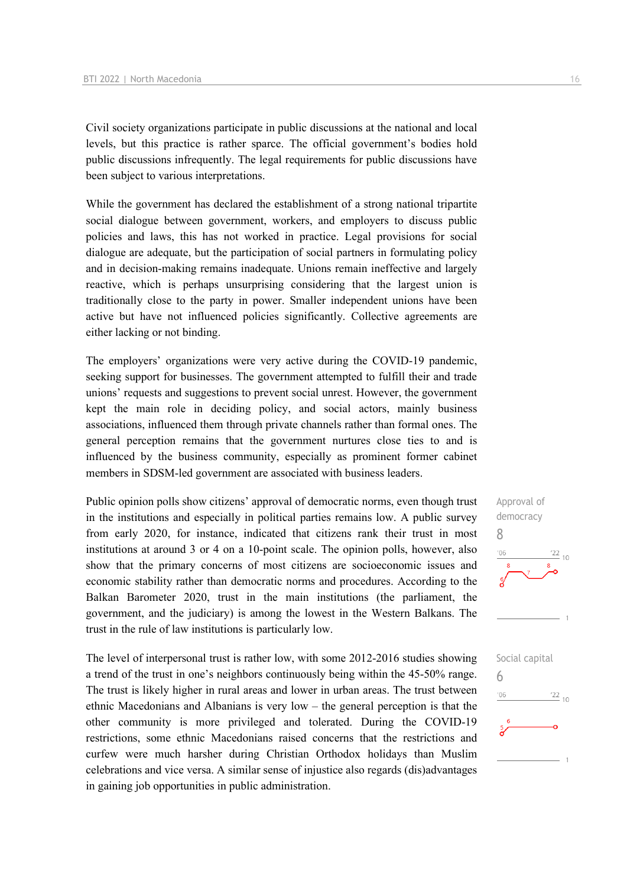Civil society organizations participate in public discussions at the national and local levels, but this practice is rather sparce. The official government's bodies hold public discussions infrequently. The legal requirements for public discussions have been subject to various interpretations.

While the government has declared the establishment of a strong national tripartite social dialogue between government, workers, and employers to discuss public policies and laws, this has not worked in practice. Legal provisions for social dialogue are adequate, but the participation of social partners in formulating policy and in decision-making remains inadequate. Unions remain ineffective and largely reactive, which is perhaps unsurprising considering that the largest union is traditionally close to the party in power. Smaller independent unions have been active but have not influenced policies significantly. Collective agreements are either lacking or not binding.

The employers' organizations were very active during the COVID-19 pandemic, seeking support for businesses. The government attempted to fulfill their and trade unions' requests and suggestions to prevent social unrest. However, the government kept the main role in deciding policy, and social actors, mainly business associations, influenced them through private channels rather than formal ones. The general perception remains that the government nurtures close ties to and is influenced by the business community, especially as prominent former cabinet members in SDSM-led government are associated with business leaders.

Approval of democracy
8

Public opinion polls show citizens' approval of democratic norms, even though trust in the institutions and especially in political parties remains low. A public survey from early 2020, for instance, indicated that citizens rank their trust in most institutions at around 3 or 4 on a 10-point scale. The opinion polls, however, also show that the primary concerns of most citizens are socioeconomic issues and economic stability rather than democratic norms and procedures. According to the Balkan Barometer 2020, trust in the main institutions (the parliament, the government, and the judiciary) is among the lowest in the Western Balkans. The trust in the rule of law institutions is particularly low.

Social capital
6

The level of interpersonal trust is rather low, with some 2012-2016 studies showing a trend of the trust in one's neighbors continuously being within the 45-50% range. The trust is likely higher in rural areas and lower in urban areas. The trust between ethnic Macedonians and Albanians is very low – the general perception is that the other community is more privileged and tolerated. During the COVID-19 restrictions, some ethnic Macedonians raised concerns that the restrictions and curfew were much harsher during Christian Orthodox holidays than Muslim celebrations and vice versa. A similar sense of injustice also regards (dis)advantages in gaining job opportunities in public administration.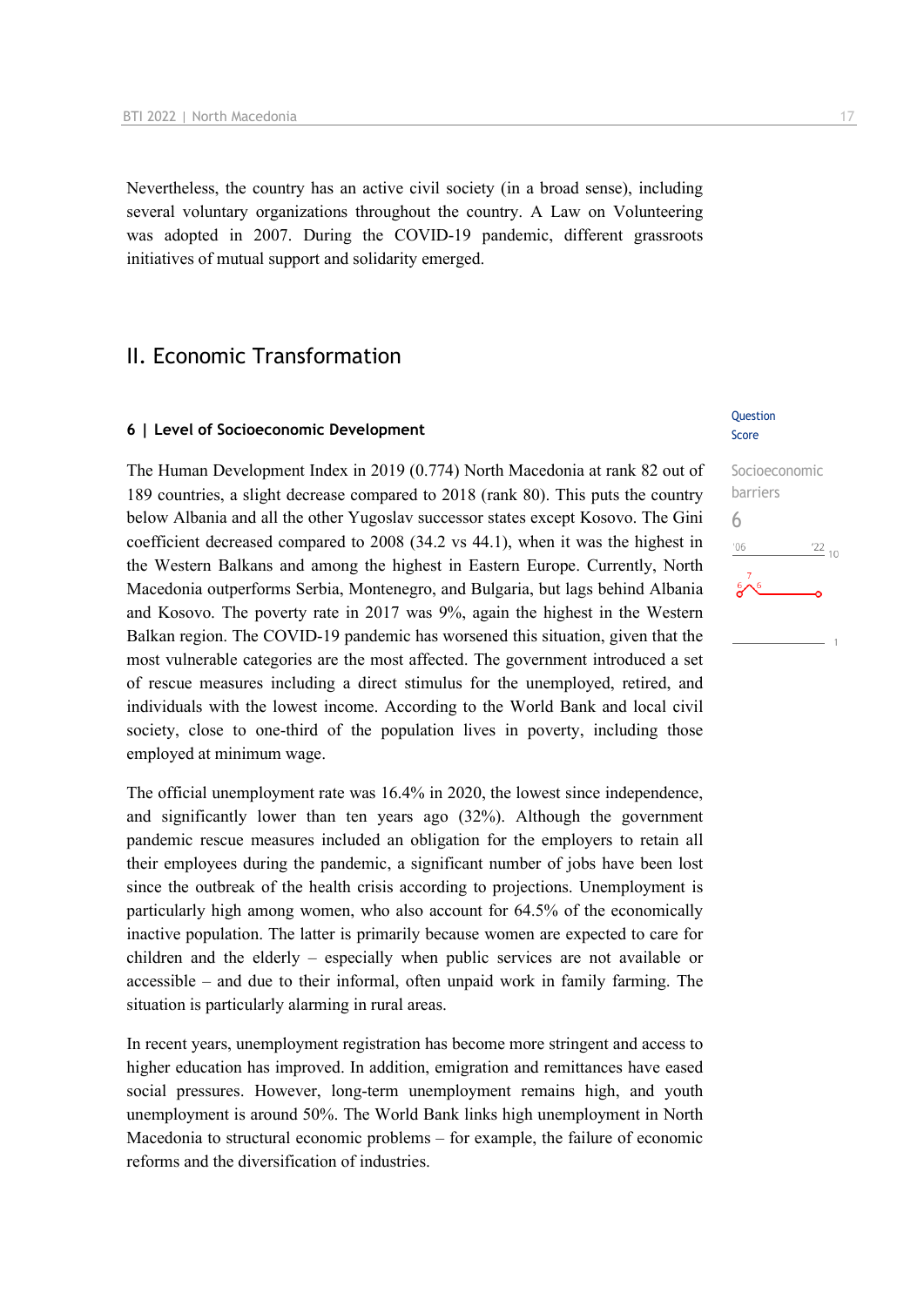Nevertheless, the country has an active civil society (in a broad sense), including several voluntary organizations throughout the country. A Law on Volunteering was adopted in 2007. During the COVID-19 pandemic, different grassroots initiatives of mutual support and solidarity emerged.

## II. Economic Transformation

### 6 | Level of Socioeconomic Development

Question Score

Socioeconomic barriers

6

The Human Development Index in 2019 (0.774) North Macedonia at rank 82 out of 189 countries, a slight decrease compared to 2018 (rank 80). This puts the country below Albania and all the other Yugoslav successor states except Kosovo. The Gini coefficient decreased compared to 2008 (34.2 vs 44.1), when it was the highest in the Western Balkans and among the highest in Eastern Europe. Currently, North Macedonia outperforms Serbia, Montenegro, and Bulgaria, but lags behind Albania and Kosovo. The poverty rate in 2017 was 9%, again the highest in the Western Balkan region. The COVID-19 pandemic has worsened this situation, given that the most vulnerable categories are the most affected. The government introduced a set of rescue measures including a direct stimulus for the unemployed, retired, and individuals with the lowest income. According to the World Bank and local civil society, close to one-third of the population lives in poverty, including those employed at minimum wage.

The official unemployment rate was 16.4% in 2020, the lowest since independence, and significantly lower than ten years ago (32%). Although the government pandemic rescue measures included an obligation for the employers to retain all their employees during the pandemic, a significant number of jobs have been lost since the outbreak of the health crisis according to projections. Unemployment is particularly high among women, who also account for 64.5% of the economically inactive population. The latter is primarily because women are expected to care for children and the elderly – especially when public services are not available or accessible – and due to their informal, often unpaid work in family farming. The situation is particularly alarming in rural areas.

In recent years, unemployment registration has become more stringent and access to higher education has improved. In addition, emigration and remittances have eased social pressures. However, long-term unemployment remains high, and youth unemployment is around 50%. The World Bank links high unemployment in North Macedonia to structural economic problems – for example, the failure of economic reforms and the diversification of industries.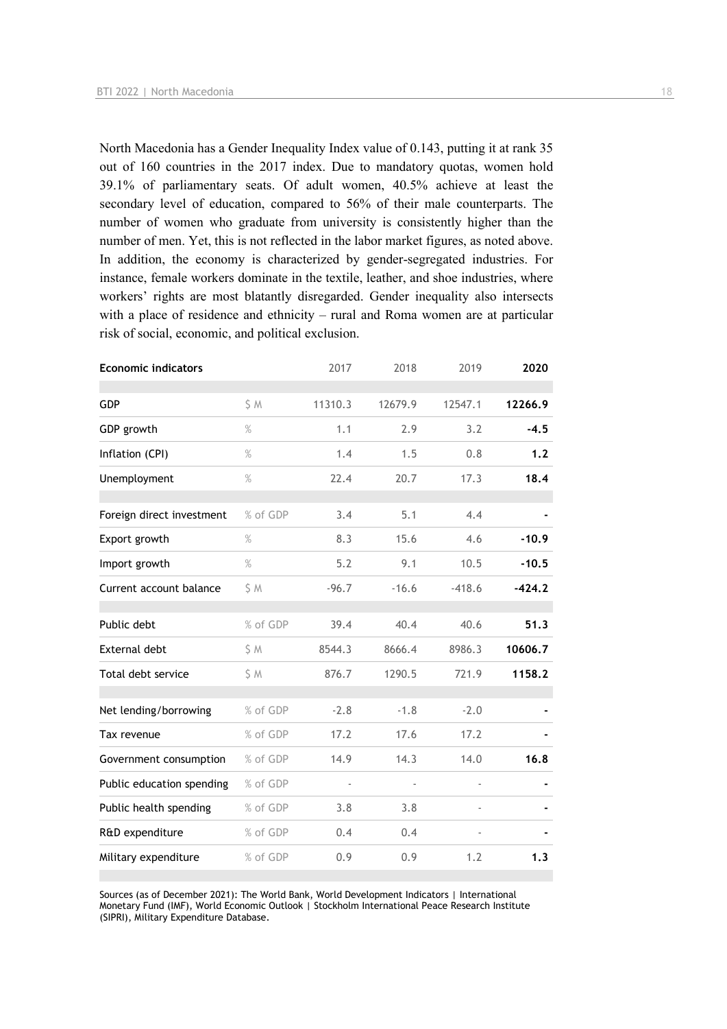North Macedonia has a Gender Inequality Index value of 0.143, putting it at rank 35 out of 160 countries in the 2017 index. Due to mandatory quotas, women hold 39.1% of parliamentary seats. Of adult women, 40.5% achieve at least the secondary level of education, compared to 56% of their male counterparts. The number of women who graduate from university is consistently higher than the number of men. Yet, this is not reflected in the labor market figures, as noted above. In addition, the economy is characterized by gender-segregated industries. For instance, female workers dominate in the textile, leather, and shoe industries, where workers' rights are most blatantly disregarded. Gender inequality also intersects with a place of residence and ethnicity – rural and Roma women are at particular risk of social, economic, and political exclusion.

| Economic indicators | | 2017 | 2018 | 2019 | 2020 |
|---|---|---|---|---|---|
| GDP | $ M | 11310.3 | 12679.9 | 12547.1 | **12266.9** |
| GDP growth | % | 1.1 | 2.9 | 3.2 | **-4.5** |
| Inflation (CPI) | % | 1.4 | 1.5 | 0.8 | **1.2** |
| Unemployment | % | 22.4 | 20.7 | 17.3 | **18.4** |
| Foreign direct investment | % of GDP | 3.4 | 5.1 | 4.4 | **-** |
| Export growth | % | 8.3 | 15.6 | 4.6 | **-10.9** |
| Import growth | % | 5.2 | 9.1 | 10.5 | **-10.5** |
| Current account balance | $ M | -96.7 | -16.6 | -418.6 | **-424.2** |
| Public debt | % of GDP | 39.4 | 40.4 | 40.6 | **51.3** |
| External debt | $ M | 8544.3 | 8666.4 | 8986.3 | **10606.7** |
| Total debt service | $ M | 876.7 | 1290.5 | 721.9 | **1158.2** |
| Net lending/borrowing | % of GDP | -2.8 | -1.8 | -2.0 | **-** |
| Tax revenue | % of GDP | 17.2 | 17.6 | 17.2 | **-** |
| Government consumption | % of GDP | 14.9 | 14.3 | 14.0 | **16.8** |
| Public education spending | % of GDP | - | - | - | **-** |
| Public health spending | % of GDP | 3.8 | 3.8 | - | **-** |
| R&D expenditure | % of GDP | 0.4 | 0.4 | - | **-** |
| Military expenditure | % of GDP | 0.9 | 0.9 | 1.2 | **1.3** |

Sources (as of December 2021): The World Bank, World Development Indicators | International Monetary Fund (IMF), World Economic Outlook | Stockholm International Peace Research Institute (SIPRI), Military Expenditure Database.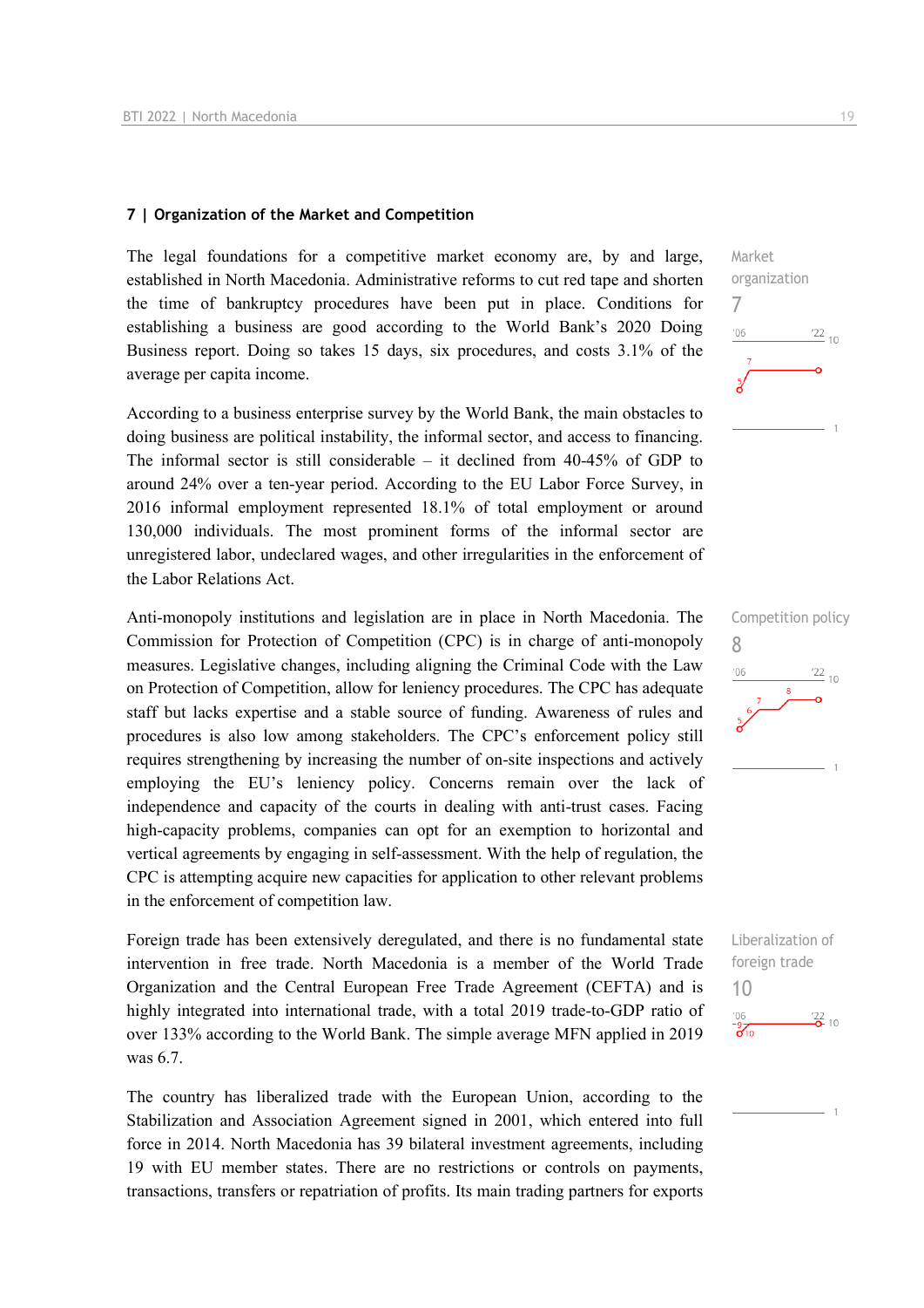## 7 | Organization of the Market and Competition

The legal foundations for a competitive market economy are, by and large, established in North Macedonia. Administrative reforms to cut red tape and shorten the time of bankruptcy procedures have been put in place. Conditions for establishing a business are good according to the World Bank's 2020 Doing Business report. Doing so takes 15 days, six procedures, and costs 3.1% of the average per capita income.

Market organization
7

According to a business enterprise survey by the World Bank, the main obstacles to doing business are political instability, the informal sector, and access to financing. The informal sector is still considerable – it declined from 40-45% of GDP to around 24% over a ten-year period. According to the EU Labor Force Survey, in 2016 informal employment represented 18.1% of total employment or around 130,000 individuals. The most prominent forms of the informal sector are unregistered labor, undeclared wages, and other irregularities in the enforcement of the Labor Relations Act.

Anti-monopoly institutions and legislation are in place in North Macedonia. The Commission for Protection of Competition (CPC) is in charge of anti-monopoly measures. Legislative changes, including aligning the Criminal Code with the Law on Protection of Competition, allow for leniency procedures. The CPC has adequate staff but lacks expertise and a stable source of funding. Awareness of rules and procedures is also low among stakeholders. The CPC's enforcement policy still requires strengthening by increasing the number of on-site inspections and actively employing the EU's leniency policy. Concerns remain over the lack of independence and capacity of the courts in dealing with anti-trust cases. Facing high-capacity problems, companies can opt for an exemption to horizontal and vertical agreements by engaging in self-assessment. With the help of regulation, the CPC is attempting acquire new capacities for application to other relevant problems in the enforcement of competition law.

Competition policy
8

Foreign trade has been extensively deregulated, and there is no fundamental state intervention in free trade. North Macedonia is a member of the World Trade Organization and the Central European Free Trade Agreement (CEFTA) and is highly integrated into international trade, with a total 2019 trade-to-GDP ratio of over 133% according to the World Bank. The simple average MFN applied in 2019 was 6.7.

Liberalization of foreign trade
10

The country has liberalized trade with the European Union, according to the Stabilization and Association Agreement signed in 2001, which entered into full force in 2014. North Macedonia has 39 bilateral investment agreements, including 19 with EU member states. There are no restrictions or controls on payments, transactions, transfers or repatriation of profits. Its main trading partners for exports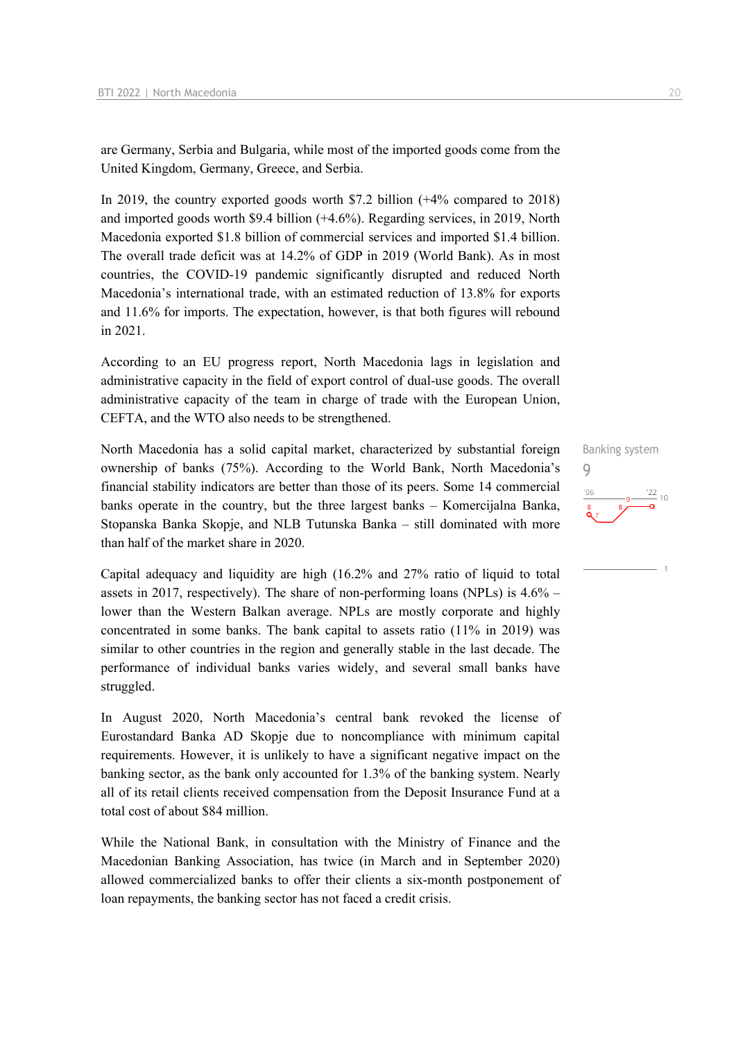are Germany, Serbia and Bulgaria, while most of the imported goods come from the United Kingdom, Germany, Greece, and Serbia.

In 2019, the country exported goods worth $7.2 billion (+4% compared to 2018) and imported goods worth $9.4 billion (+4.6%). Regarding services, in 2019, North Macedonia exported $1.8 billion of commercial services and imported $1.4 billion. The overall trade deficit was at 14.2% of GDP in 2019 (World Bank). As in most countries, the COVID-19 pandemic significantly disrupted and reduced North Macedonia's international trade, with an estimated reduction of 13.8% for exports and 11.6% for imports. The expectation, however, is that both figures will rebound in 2021.

According to an EU progress report, North Macedonia lags in legislation and administrative capacity in the field of export control of dual-use goods. The overall administrative capacity of the team in charge of trade with the European Union, CEFTA, and the WTO also needs to be strengthened.

Banking system

9

North Macedonia has a solid capital market, characterized by substantial foreign ownership of banks (75%). According to the World Bank, North Macedonia's financial stability indicators are better than those of its peers. Some 14 commercial banks operate in the country, but the three largest banks – Komercijalna Banka, Stopanska Banka Skopje, and NLB Tutunska Banka – still dominated with more than half of the market share in 2020.

Capital adequacy and liquidity are high (16.2% and 27% ratio of liquid to total assets in 2017, respectively). The share of non-performing loans (NPLs) is 4.6% – lower than the Western Balkan average. NPLs are mostly corporate and highly concentrated in some banks. The bank capital to assets ratio (11% in 2019) was similar to other countries in the region and generally stable in the last decade. The performance of individual banks varies widely, and several small banks have struggled.

In August 2020, North Macedonia's central bank revoked the license of Eurostandard Banka AD Skopje due to noncompliance with minimum capital requirements. However, it is unlikely to have a significant negative impact on the banking sector, as the bank only accounted for 1.3% of the banking system. Nearly all of its retail clients received compensation from the Deposit Insurance Fund at a total cost of about $84 million.

While the National Bank, in consultation with the Ministry of Finance and the Macedonian Banking Association, has twice (in March and in September 2020) allowed commercialized banks to offer their clients a six-month postponement of loan repayments, the banking sector has not faced a credit crisis.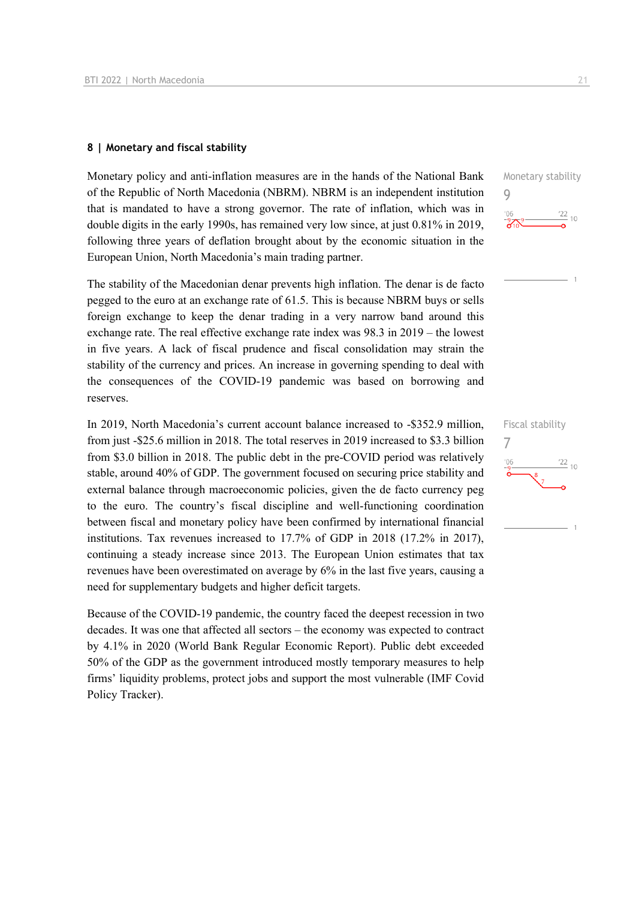## 8 | Monetary and fiscal stability

Monetary stability
9

Monetary policy and anti-inflation measures are in the hands of the National Bank of the Republic of North Macedonia (NBRM). NBRM is an independent institution that is mandated to have a strong governor. The rate of inflation, which was in double digits in the early 1990s, has remained very low since, at just 0.81% in 2019, following three years of deflation brought about by the economic situation in the European Union, North Macedonia's main trading partner.

The stability of the Macedonian denar prevents high inflation. The denar is de facto pegged to the euro at an exchange rate of 61.5. This is because NBRM buys or sells foreign exchange to keep the denar trading in a very narrow band around this exchange rate. The real effective exchange rate index was 98.3 in 2019 – the lowest in five years. A lack of fiscal prudence and fiscal consolidation may strain the stability of the currency and prices. An increase in governing spending to deal with the consequences of the COVID-19 pandemic was based on borrowing and reserves.

Fiscal stability
7

In 2019, North Macedonia's current account balance increased to -$352.9 million, from just -$25.6 million in 2018. The total reserves in 2019 increased to $3.3 billion from $3.0 billion in 2018. The public debt in the pre-COVID period was relatively stable, around 40% of GDP. The government focused on securing price stability and external balance through macroeconomic policies, given the de facto currency peg to the euro. The country's fiscal discipline and well-functioning coordination between fiscal and monetary policy have been confirmed by international financial institutions. Tax revenues increased to 17.7% of GDP in 2018 (17.2% in 2017), continuing a steady increase since 2013. The European Union estimates that tax revenues have been overestimated on average by 6% in the last five years, causing a need for supplementary budgets and higher deficit targets.

Because of the COVID-19 pandemic, the country faced the deepest recession in two decades. It was one that affected all sectors – the economy was expected to contract by 4.1% in 2020 (World Bank Regular Economic Report). Public debt exceeded 50% of the GDP as the government introduced mostly temporary measures to help firms' liquidity problems, protect jobs and support the most vulnerable (IMF Covid Policy Tracker).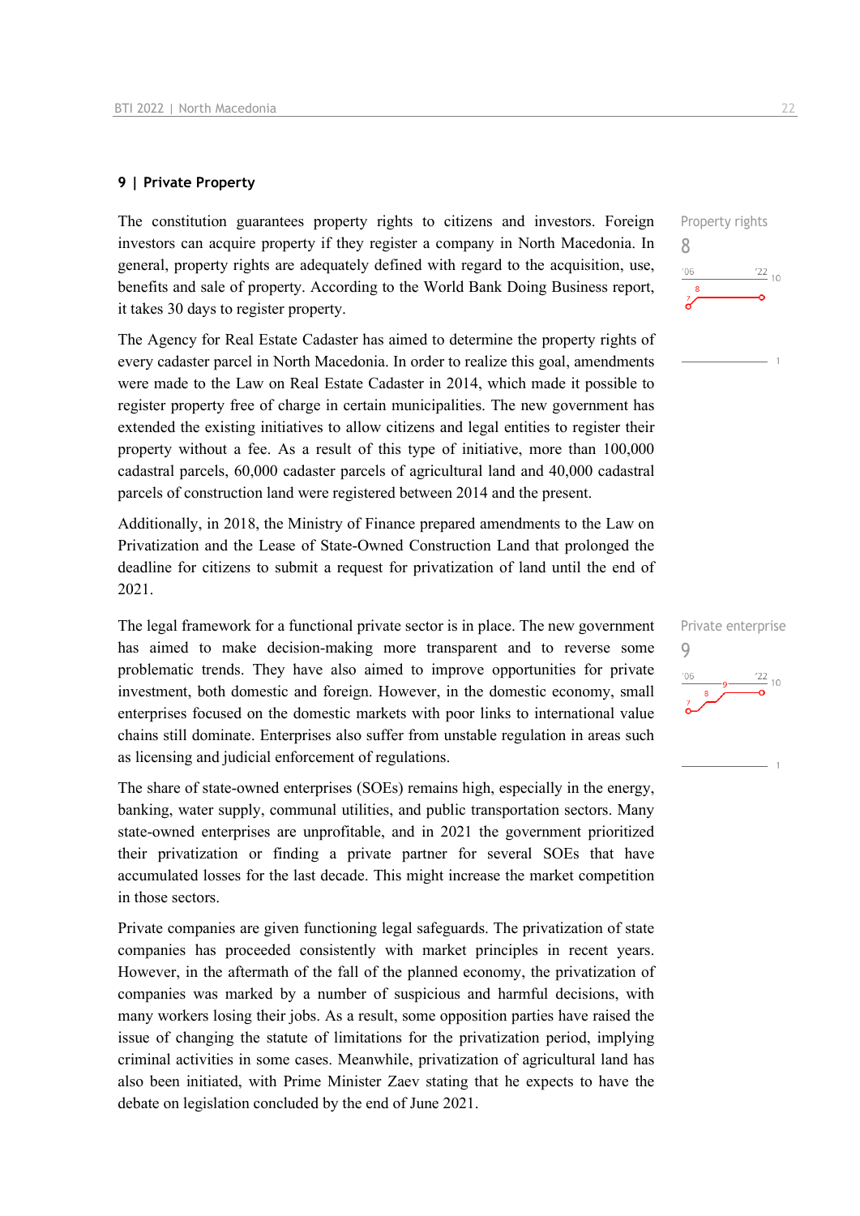## 9 | Private Property

Property rights

8

The constitution guarantees property rights to citizens and investors. Foreign investors can acquire property if they register a company in North Macedonia. In general, property rights are adequately defined with regard to the acquisition, use, benefits and sale of property. According to the World Bank Doing Business report, it takes 30 days to register property.

The Agency for Real Estate Cadaster has aimed to determine the property rights of every cadaster parcel in North Macedonia. In order to realize this goal, amendments were made to the Law on Real Estate Cadaster in 2014, which made it possible to register property free of charge in certain municipalities. The new government has extended the existing initiatives to allow citizens and legal entities to register their property without a fee. As a result of this type of initiative, more than 100,000 cadastral parcels, 60,000 cadaster parcels of agricultural land and 40,000 cadastral parcels of construction land were registered between 2014 and the present.

Additionally, in 2018, the Ministry of Finance prepared amendments to the Law on Privatization and the Lease of State-Owned Construction Land that prolonged the deadline for citizens to submit a request for privatization of land until the end of 2021.

Private enterprise

9

The legal framework for a functional private sector is in place. The new government has aimed to make decision-making more transparent and to reverse some problematic trends. They have also aimed to improve opportunities for private investment, both domestic and foreign. However, in the domestic economy, small enterprises focused on the domestic markets with poor links to international value chains still dominate. Enterprises also suffer from unstable regulation in areas such as licensing and judicial enforcement of regulations.

The share of state-owned enterprises (SOEs) remains high, especially in the energy, banking, water supply, communal utilities, and public transportation sectors. Many state-owned enterprises are unprofitable, and in 2021 the government prioritized their privatization or finding a private partner for several SOEs that have accumulated losses for the last decade. This might increase the market competition in those sectors.

Private companies are given functioning legal safeguards. The privatization of state companies has proceeded consistently with market principles in recent years. However, in the aftermath of the fall of the planned economy, the privatization of companies was marked by a number of suspicious and harmful decisions, with many workers losing their jobs. As a result, some opposition parties have raised the issue of changing the statute of limitations for the privatization period, implying criminal activities in some cases. Meanwhile, privatization of agricultural land has also been initiated, with Prime Minister Zaev stating that he expects to have the debate on legislation concluded by the end of June 2021.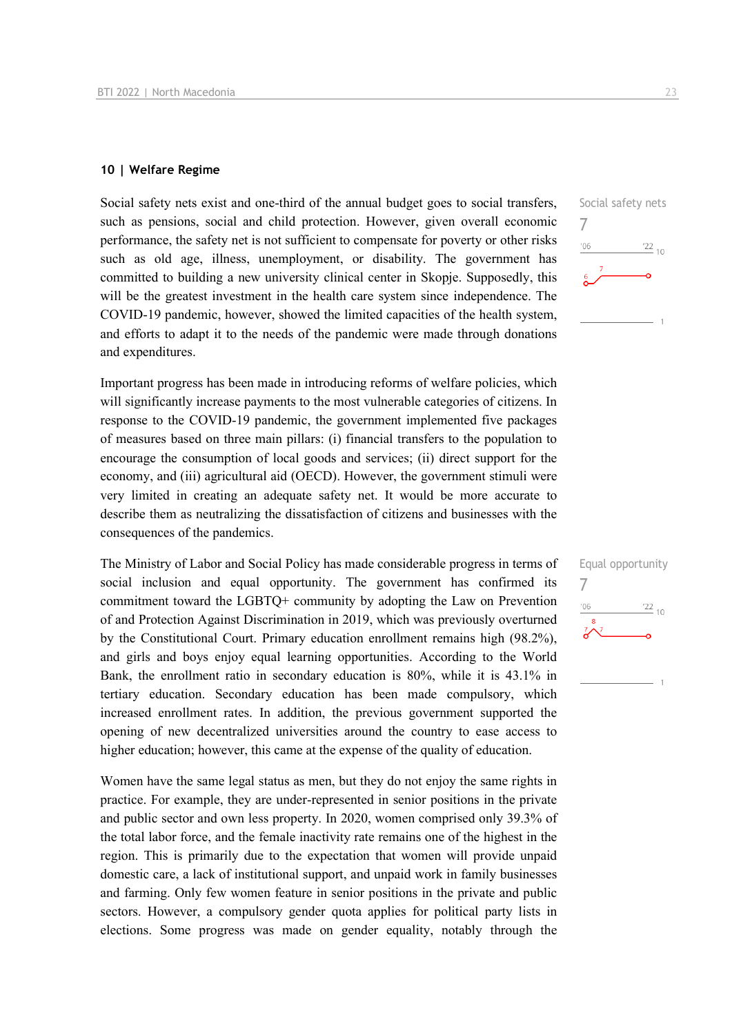## 10 | Welfare Regime

Social safety nets
7

Social safety nets exist and one-third of the annual budget goes to social transfers, such as pensions, social and child protection. However, given overall economic performance, the safety net is not sufficient to compensate for poverty or other risks such as old age, illness, unemployment, or disability. The government has committed to building a new university clinical center in Skopje. Supposedly, this will be the greatest investment in the health care system since independence. The COVID-19 pandemic, however, showed the limited capacities of the health system, and efforts to adapt it to the needs of the pandemic were made through donations and expenditures.

Important progress has been made in introducing reforms of welfare policies, which will significantly increase payments to the most vulnerable categories of citizens. In response to the COVID-19 pandemic, the government implemented five packages of measures based on three main pillars: (i) financial transfers to the population to encourage the consumption of local goods and services; (ii) direct support for the economy, and (iii) agricultural aid (OECD). However, the government stimuli were very limited in creating an adequate safety net. It would be more accurate to describe them as neutralizing the dissatisfaction of citizens and businesses with the consequences of the pandemics.

Equal opportunity
7

The Ministry of Labor and Social Policy has made considerable progress in terms of social inclusion and equal opportunity. The government has confirmed its commitment toward the LGBTQ+ community by adopting the Law on Prevention of and Protection Against Discrimination in 2019, which was previously overturned by the Constitutional Court. Primary education enrollment remains high (98.2%), and girls and boys enjoy equal learning opportunities. According to the World Bank, the enrollment ratio in secondary education is 80%, while it is 43.1% in tertiary education. Secondary education has been made compulsory, which increased enrollment rates. In addition, the previous government supported the opening of new decentralized universities around the country to ease access to higher education; however, this came at the expense of the quality of education.

Women have the same legal status as men, but they do not enjoy the same rights in practice. For example, they are under-represented in senior positions in the private and public sector and own less property. In 2020, women comprised only 39.3% of the total labor force, and the female inactivity rate remains one of the highest in the region. This is primarily due to the expectation that women will provide unpaid domestic care, a lack of institutional support, and unpaid work in family businesses and farming. Only few women feature in senior positions in the private and public sectors. However, a compulsory gender quota applies for political party lists in elections. Some progress was made on gender equality, notably through the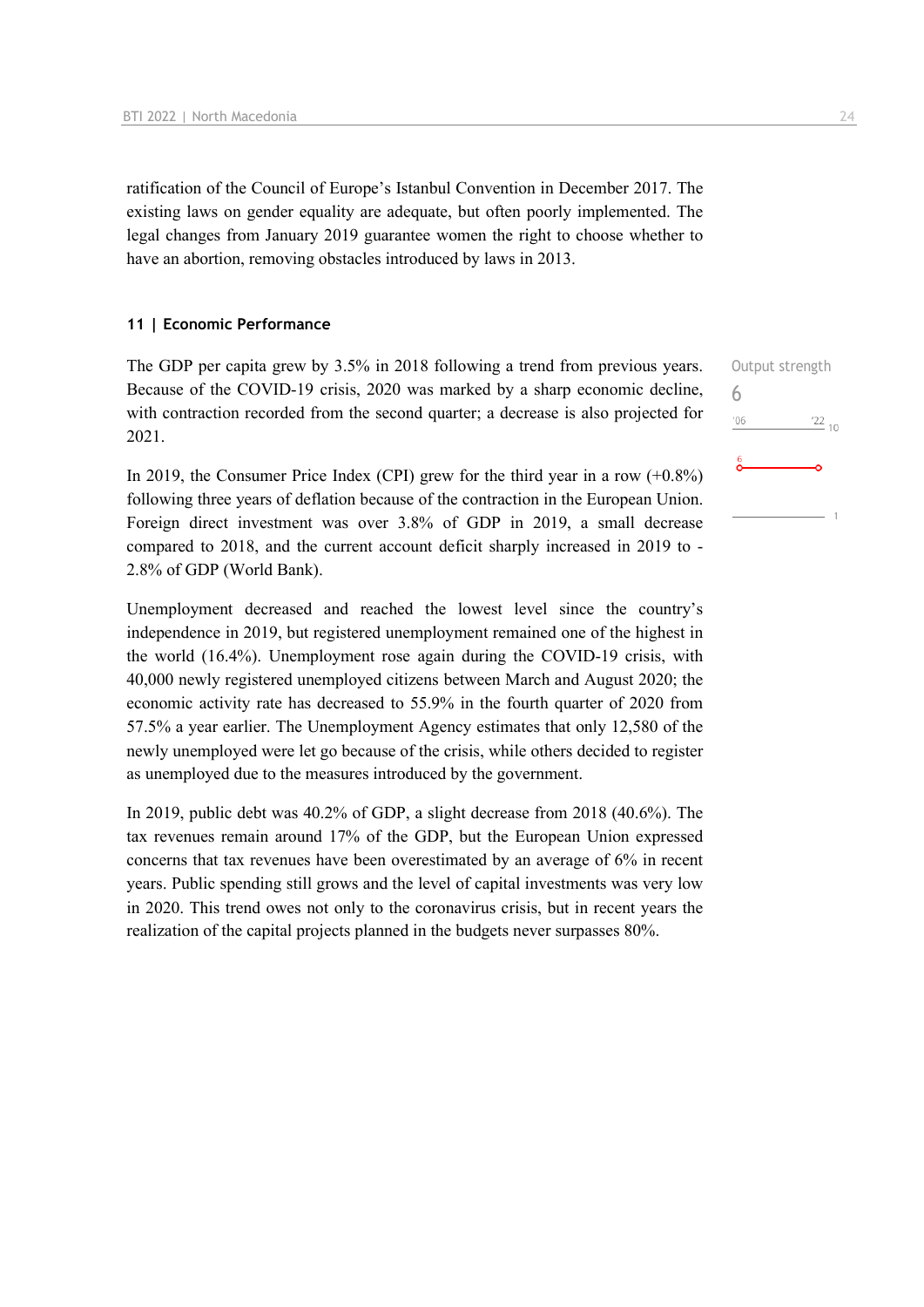ratification of the Council of Europe's Istanbul Convention in December 2017. The existing laws on gender equality are adequate, but often poorly implemented. The legal changes from January 2019 guarantee women the right to choose whether to have an abortion, removing obstacles introduced by laws in 2013.

### 11 | Economic Performance

Output strength
6

The GDP per capita grew by 3.5% in 2018 following a trend from previous years. Because of the COVID-19 crisis, 2020 was marked by a sharp economic decline, with contraction recorded from the second quarter; a decrease is also projected for 2021.

In 2019, the Consumer Price Index (CPI) grew for the third year in a row (+0.8%) following three years of deflation because of the contraction in the European Union. Foreign direct investment was over 3.8% of GDP in 2019, a small decrease compared to 2018, and the current account deficit sharply increased in 2019 to -2.8% of GDP (World Bank).

Unemployment decreased and reached the lowest level since the country's independence in 2019, but registered unemployment remained one of the highest in the world (16.4%). Unemployment rose again during the COVID-19 crisis, with 40,000 newly registered unemployed citizens between March and August 2020; the economic activity rate has decreased to 55.9% in the fourth quarter of 2020 from 57.5% a year earlier. The Unemployment Agency estimates that only 12,580 of the newly unemployed were let go because of the crisis, while others decided to register as unemployed due to the measures introduced by the government.

In 2019, public debt was 40.2% of GDP, a slight decrease from 2018 (40.6%). The tax revenues remain around 17% of the GDP, but the European Union expressed concerns that tax revenues have been overestimated by an average of 6% in recent years. Public spending still grows and the level of capital investments was very low in 2020. This trend owes not only to the coronavirus crisis, but in recent years the realization of the capital projects planned in the budgets never surpasses 80%.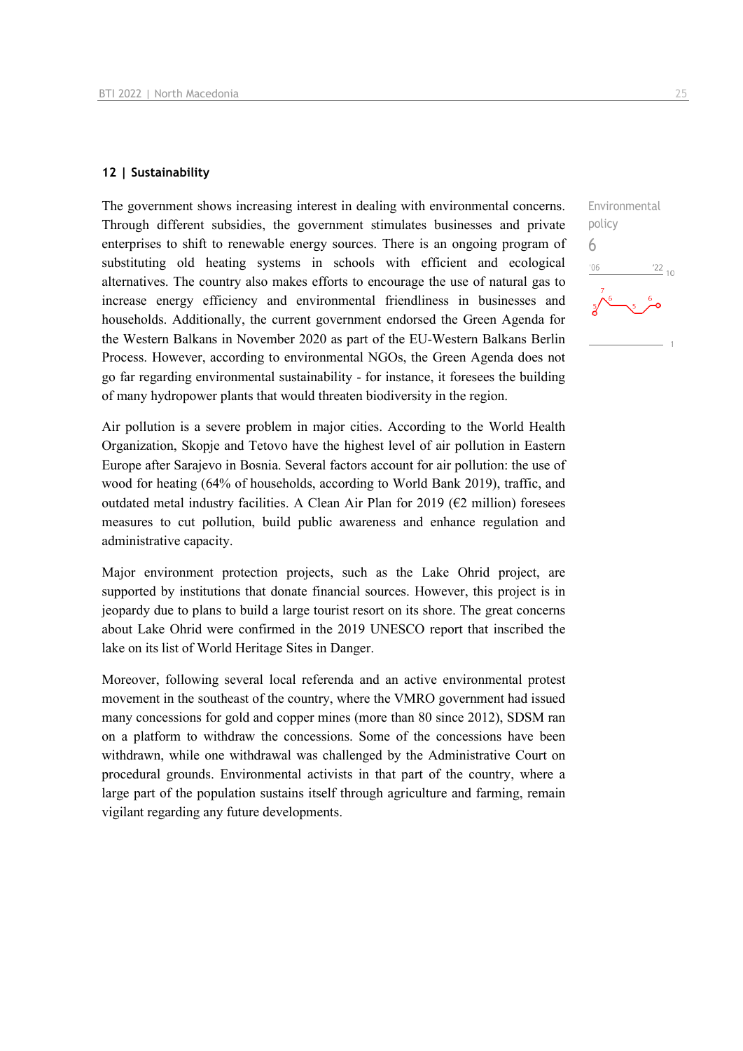## 12 | Sustainability

Environmental policy
6

The government shows increasing interest in dealing with environmental concerns. Through different subsidies, the government stimulates businesses and private enterprises to shift to renewable energy sources. There is an ongoing program of substituting old heating systems in schools with efficient and ecological alternatives. The country also makes efforts to encourage the use of natural gas to increase energy efficiency and environmental friendliness in businesses and households. Additionally, the current government endorsed the Green Agenda for the Western Balkans in November 2020 as part of the EU-Western Balkans Berlin Process. However, according to environmental NGOs, the Green Agenda does not go far regarding environmental sustainability - for instance, it foresees the building of many hydropower plants that would threaten biodiversity in the region.

Air pollution is a severe problem in major cities. According to the World Health Organization, Skopje and Tetovo have the highest level of air pollution in Eastern Europe after Sarajevo in Bosnia. Several factors account for air pollution: the use of wood for heating (64% of households, according to World Bank 2019), traffic, and outdated metal industry facilities. A Clean Air Plan for 2019 (€2 million) foresees measures to cut pollution, build public awareness and enhance regulation and administrative capacity.

Major environment protection projects, such as the Lake Ohrid project, are supported by institutions that donate financial sources. However, this project is in jeopardy due to plans to build a large tourist resort on its shore. The great concerns about Lake Ohrid were confirmed in the 2019 UNESCO report that inscribed the lake on its list of World Heritage Sites in Danger.

Moreover, following several local referenda and an active environmental protest movement in the southeast of the country, where the VMRO government had issued many concessions for gold and copper mines (more than 80 since 2012), SDSM ran on a platform to withdraw the concessions. Some of the concessions have been withdrawn, while one withdrawal was challenged by the Administrative Court on procedural grounds. Environmental activists in that part of the country, where a large part of the population sustains itself through agriculture and farming, remain vigilant regarding any future developments.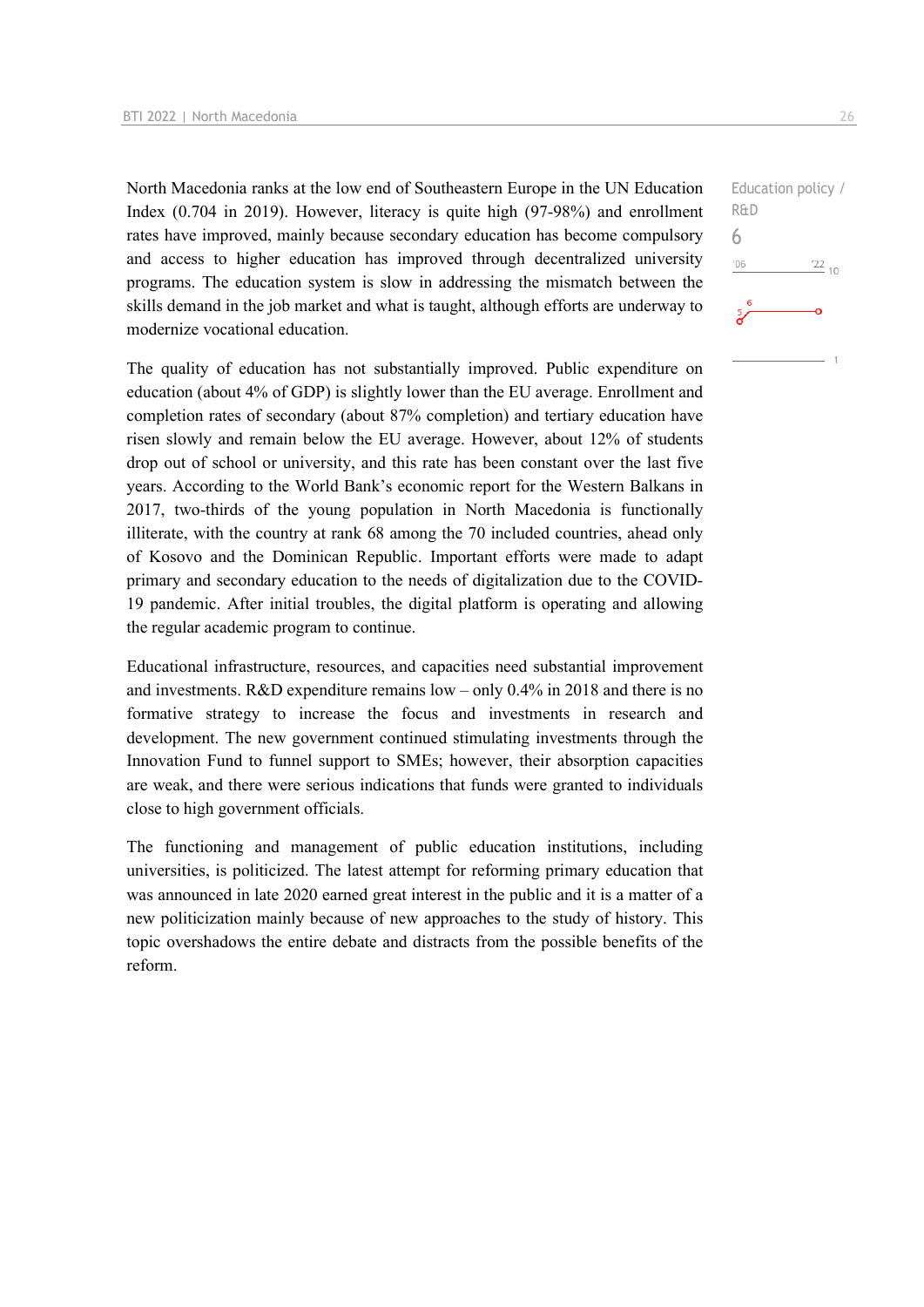North Macedonia ranks at the low end of Southeastern Europe in the UN Education Index (0.704 in 2019). However, literacy is quite high (97-98%) and enrollment rates have improved, mainly because secondary education has become compulsory and access to higher education has improved through decentralized university programs. The education system is slow in addressing the mismatch between the skills demand in the job market and what is taught, although efforts are underway to modernize vocational education.

Education policy / R&D
6

The quality of education has not substantially improved. Public expenditure on education (about 4% of GDP) is slightly lower than the EU average. Enrollment and completion rates of secondary (about 87% completion) and tertiary education have risen slowly and remain below the EU average. However, about 12% of students drop out of school or university, and this rate has been constant over the last five years. According to the World Bank's economic report for the Western Balkans in 2017, two-thirds of the young population in North Macedonia is functionally illiterate, with the country at rank 68 among the 70 included countries, ahead only of Kosovo and the Dominican Republic. Important efforts were made to adapt primary and secondary education to the needs of digitalization due to the COVID-19 pandemic. After initial troubles, the digital platform is operating and allowing the regular academic program to continue.

Educational infrastructure, resources, and capacities need substantial improvement and investments. R&D expenditure remains low – only 0.4% in 2018 and there is no formative strategy to increase the focus and investments in research and development. The new government continued stimulating investments through the Innovation Fund to funnel support to SMEs; however, their absorption capacities are weak, and there were serious indications that funds were granted to individuals close to high government officials.

The functioning and management of public education institutions, including universities, is politicized. The latest attempt for reforming primary education that was announced in late 2020 earned great interest in the public and it is a matter of a new politicization mainly because of new approaches to the study of history. This topic overshadows the entire debate and distracts from the possible benefits of the reform.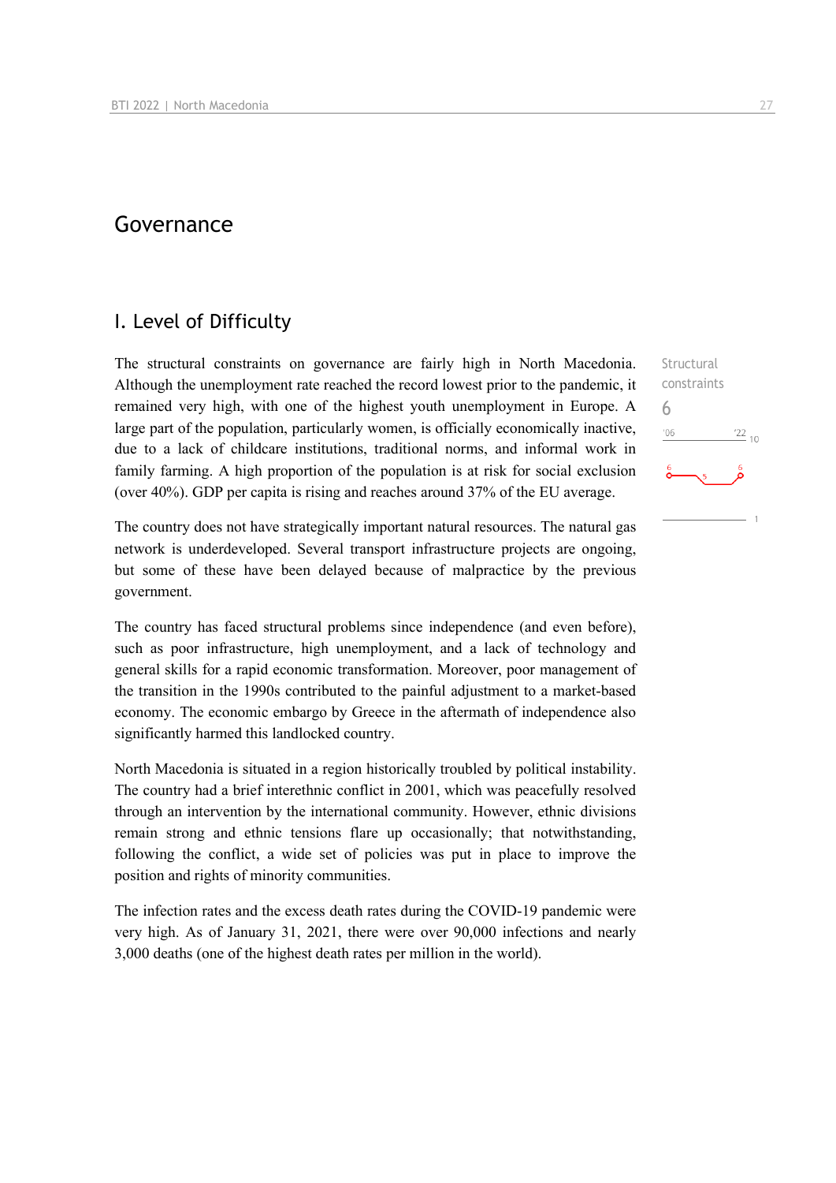# Governance

## I. Level of Difficulty

Structural constraints

6

The structural constraints on governance are fairly high in North Macedonia. Although the unemployment rate reached the record lowest prior to the pandemic, it remained very high, with one of the highest youth unemployment in Europe. A large part of the population, particularly women, is officially economically inactive, due to a lack of childcare institutions, traditional norms, and informal work in family farming. A high proportion of the population is at risk for social exclusion (over 40%). GDP per capita is rising and reaches around 37% of the EU average.

The country does not have strategically important natural resources. The natural gas network is underdeveloped. Several transport infrastructure projects are ongoing, but some of these have been delayed because of malpractice by the previous government.

The country has faced structural problems since independence (and even before), such as poor infrastructure, high unemployment, and a lack of technology and general skills for a rapid economic transformation. Moreover, poor management of the transition in the 1990s contributed to the painful adjustment to a market-based economy. The economic embargo by Greece in the aftermath of independence also significantly harmed this landlocked country.

North Macedonia is situated in a region historically troubled by political instability. The country had a brief interethnic conflict in 2001, which was peacefully resolved through an intervention by the international community. However, ethnic divisions remain strong and ethnic tensions flare up occasionally; that notwithstanding, following the conflict, a wide set of policies was put in place to improve the position and rights of minority communities.

The infection rates and the excess death rates during the COVID-19 pandemic were very high. As of January 31, 2021, there were over 90,000 infections and nearly 3,000 deaths (one of the highest death rates per million in the world).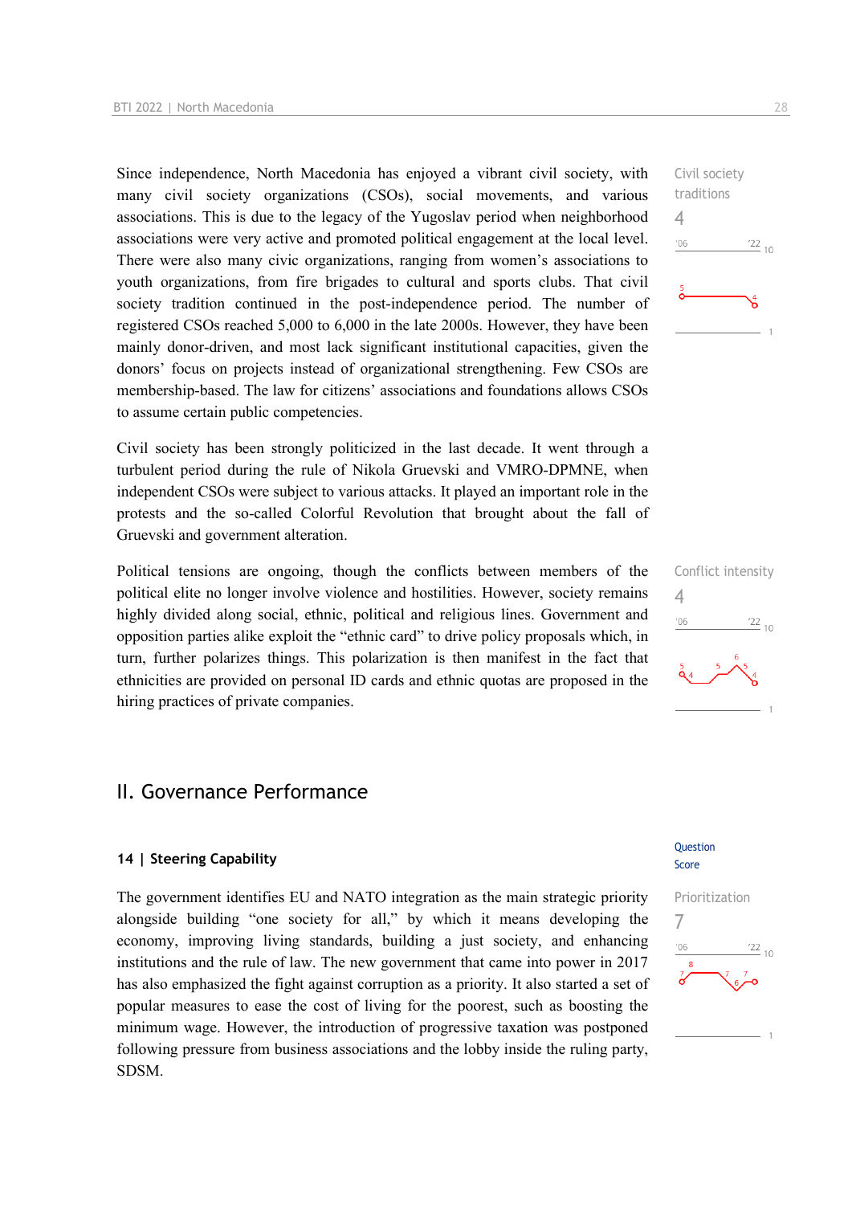Since independence, North Macedonia has enjoyed a vibrant civil society, with many civil society organizations (CSOs), social movements, and various associations. This is due to the legacy of the Yugoslav period when neighborhood associations were very active and promoted political engagement at the local level. There were also many civic organizations, ranging from women's associations to youth organizations, from fire brigades to cultural and sports clubs. That civil society tradition continued in the post-independence period. The number of registered CSOs reached 5,000 to 6,000 in the late 2000s. However, they have been mainly donor-driven, and most lack significant institutional capacities, given the donors' focus on projects instead of organizational strengthening. Few CSOs are membership-based. The law for citizens' associations and foundations allows CSOs to assume certain public competencies.

Civil society traditions
4

Civil society has been strongly politicized in the last decade. It went through a turbulent period during the rule of Nikola Gruevski and VMRO-DPMNE, when independent CSOs were subject to various attacks. It played an important role in the protests and the so-called Colorful Revolution that brought about the fall of Gruevski and government alteration.

Political tensions are ongoing, though the conflicts between members of the political elite no longer involve violence and hostilities. However, society remains highly divided along social, ethnic, political and religious lines. Government and opposition parties alike exploit the "ethnic card" to drive policy proposals which, in turn, further polarizes things. This polarization is then manifest in the fact that ethnicities are provided on personal ID cards and ethnic quotas are proposed in the hiring practices of private companies.

Conflict intensity
4

# II. Governance Performance

## 14 | Steering Capability

Question Score

The government identifies EU and NATO integration as the main strategic priority alongside building "one society for all," by which it means developing the economy, improving living standards, building a just society, and enhancing institutions and the rule of law. The new government that came into power in 2017 has also emphasized the fight against corruption as a priority. It also started a set of popular measures to ease the cost of living for the poorest, such as boosting the minimum wage. However, the introduction of progressive taxation was postponed following pressure from business associations and the lobby inside the ruling party, SDSM.

Prioritization
7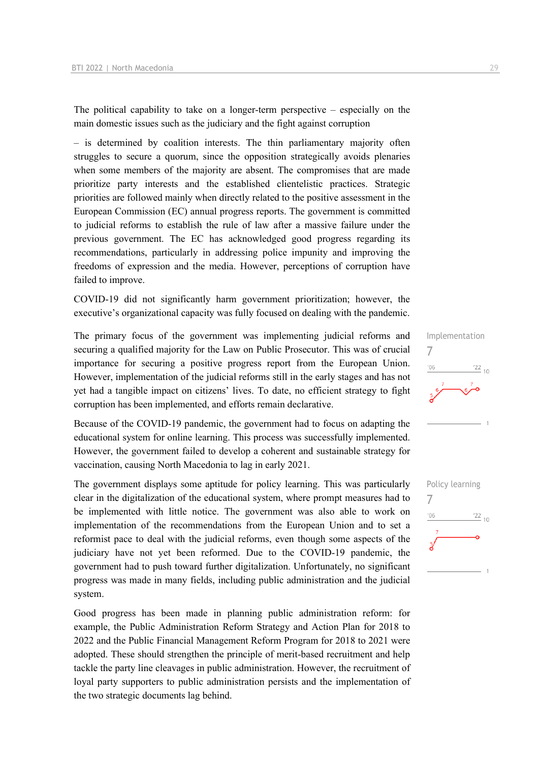The political capability to take on a longer-term perspective – especially on the main domestic issues such as the judiciary and the fight against corruption

– is determined by coalition interests. The thin parliamentary majority often struggles to secure a quorum, since the opposition strategically avoids plenaries when some members of the majority are absent. The compromises that are made prioritize party interests and the established clientelistic practices. Strategic priorities are followed mainly when directly related to the positive assessment in the European Commission (EC) annual progress reports. The government is committed to judicial reforms to establish the rule of law after a massive failure under the previous government. The EC has acknowledged good progress regarding its recommendations, particularly in addressing police impunity and improving the freedoms of expression and the media. However, perceptions of corruption have failed to improve.

COVID-19 did not significantly harm government prioritization; however, the executive's organizational capacity was fully focused on dealing with the pandemic.

Implementation
7

The primary focus of the government was implementing judicial reforms and securing a qualified majority for the Law on Public Prosecutor. This was of crucial importance for securing a positive progress report from the European Union. However, implementation of the judicial reforms still in the early stages and has not yet had a tangible impact on citizens' lives. To date, no efficient strategy to fight corruption has been implemented, and efforts remain declarative.

Because of the COVID-19 pandemic, the government had to focus on adapting the educational system for online learning. This process was successfully implemented. However, the government failed to develop a coherent and sustainable strategy for vaccination, causing North Macedonia to lag in early 2021.

Policy learning
7

The government displays some aptitude for policy learning. This was particularly clear in the digitalization of the educational system, where prompt measures had to be implemented with little notice. The government was also able to work on implementation of the recommendations from the European Union and to set a reformist pace to deal with the judicial reforms, even though some aspects of the judiciary have not yet been reformed. Due to the COVID-19 pandemic, the government had to push toward further digitalization. Unfortunately, no significant progress was made in many fields, including public administration and the judicial system.

Good progress has been made in planning public administration reform: for example, the Public Administration Reform Strategy and Action Plan for 2018 to 2022 and the Public Financial Management Reform Program for 2018 to 2021 were adopted. These should strengthen the principle of merit-based recruitment and help tackle the party line cleavages in public administration. However, the recruitment of loyal party supporters to public administration persists and the implementation of the two strategic documents lag behind.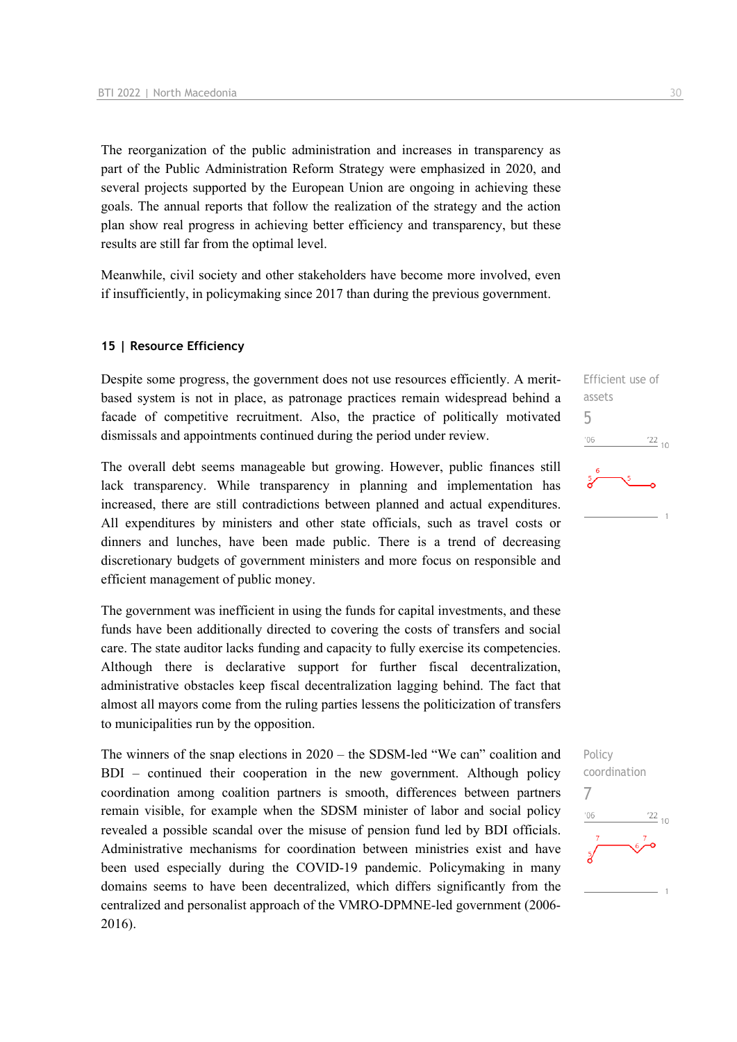The reorganization of the public administration and increases in transparency as part of the Public Administration Reform Strategy were emphasized in 2020, and several projects supported by the European Union are ongoing in achieving these goals. The annual reports that follow the realization of the strategy and the action plan show real progress in achieving better efficiency and transparency, but these results are still far from the optimal level.

Meanwhile, civil society and other stakeholders have become more involved, even if insufficiently, in policymaking since 2017 than during the previous government.

## 15 | Resource Efficiency

Efficient use of assets

5

Despite some progress, the government does not use resources efficiently. A merit-based system is not in place, as patronage practices remain widespread behind a facade of competitive recruitment. Also, the practice of politically motivated dismissals and appointments continued during the period under review.

The overall debt seems manageable but growing. However, public finances still lack transparency. While transparency in planning and implementation has increased, there are still contradictions between planned and actual expenditures. All expenditures by ministers and other state officials, such as travel costs or dinners and lunches, have been made public. There is a trend of decreasing discretionary budgets of government ministers and more focus on responsible and efficient management of public money.

The government was inefficient in using the funds for capital investments, and these funds have been additionally directed to covering the costs of transfers and social care. The state auditor lacks funding and capacity to fully exercise its competencies. Although there is declarative support for further fiscal decentralization, administrative obstacles keep fiscal decentralization lagging behind. The fact that almost all mayors come from the ruling parties lessens the politicization of transfers to municipalities run by the opposition.

Policy coordination

7

The winners of the snap elections in 2020 – the SDSM-led "We can" coalition and BDI – continued their cooperation in the new government. Although policy coordination among coalition partners is smooth, differences between partners remain visible, for example when the SDSM minister of labor and social policy revealed a possible scandal over the misuse of pension fund led by BDI officials. Administrative mechanisms for coordination between ministries exist and have been used especially during the COVID-19 pandemic. Policymaking in many domains seems to have been decentralized, which differs significantly from the centralized and personalist approach of the VMRO-DPMNE-led government (2006-2016).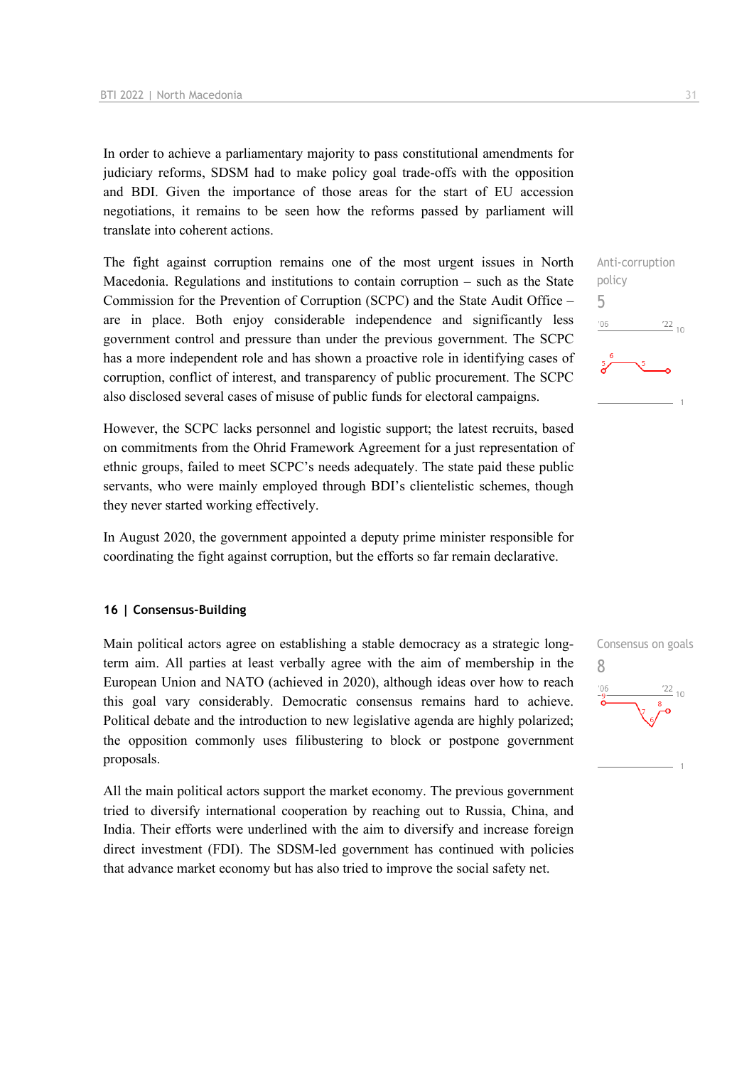In order to achieve a parliamentary majority to pass constitutional amendments for judiciary reforms, SDSM had to make policy goal trade-offs with the opposition and BDI. Given the importance of those areas for the start of EU accession negotiations, it remains to be seen how the reforms passed by parliament will translate into coherent actions.

The fight against corruption remains one of the most urgent issues in North Macedonia. Regulations and institutions to contain corruption – such as the State Commission for the Prevention of Corruption (SCPC) and the State Audit Office – are in place. Both enjoy considerable independence and significantly less government control and pressure than under the previous government. The SCPC has a more independent role and has shown a proactive role in identifying cases of corruption, conflict of interest, and transparency of public procurement. The SCPC also disclosed several cases of misuse of public funds for electoral campaigns.

Anti-corruption policy
5

However, the SCPC lacks personnel and logistic support; the latest recruits, based on commitments from the Ohrid Framework Agreement for a just representation of ethnic groups, failed to meet SCPC's needs adequately. The state paid these public servants, who were mainly employed through BDI's clientelistic schemes, though they never started working effectively.

In August 2020, the government appointed a deputy prime minister responsible for coordinating the fight against corruption, but the efforts so far remain declarative.

## 16 | Consensus-Building

Main political actors agree on establishing a stable democracy as a strategic long-term aim. All parties at least verbally agree with the aim of membership in the European Union and NATO (achieved in 2020), although ideas over how to reach this goal vary considerably. Democratic consensus remains hard to achieve. Political debate and the introduction to new legislative agenda are highly polarized; the opposition commonly uses filibustering to block or postpone government proposals.

Consensus on goals
8

All the main political actors support the market economy. The previous government tried to diversify international cooperation by reaching out to Russia, China, and India. Their efforts were underlined with the aim to diversify and increase foreign direct investment (FDI). The SDSM-led government has continued with policies that advance market economy but has also tried to improve the social safety net.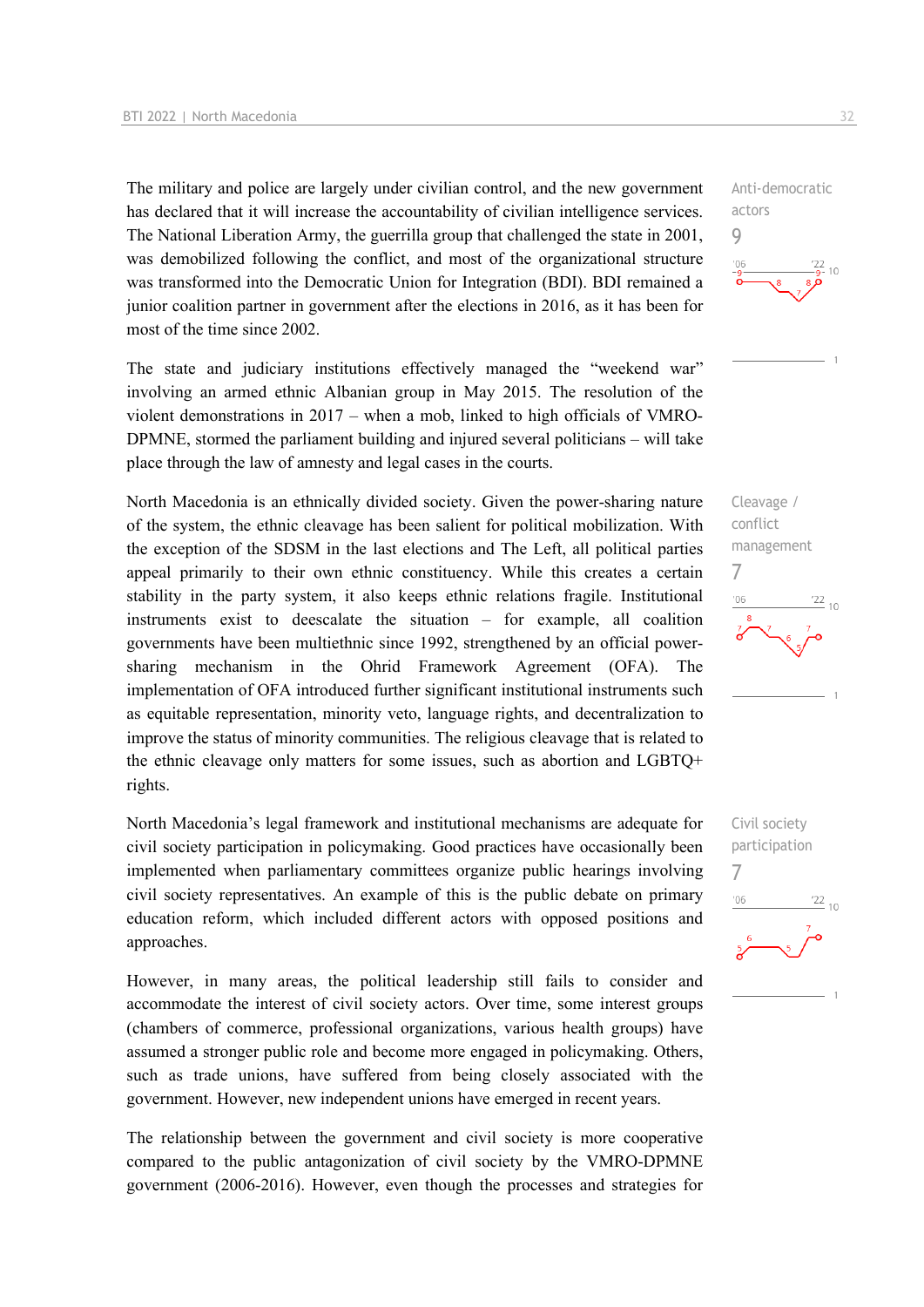The military and police are largely under civilian control, and the new government has declared that it will increase the accountability of civilian intelligence services. The National Liberation Army, the guerrilla group that challenged the state in 2001, was demobilized following the conflict, and most of the organizational structure was transformed into the Democratic Union for Integration (BDI). BDI remained a junior coalition partner in government after the elections in 2016, as it has been for most of the time since 2002.

Anti-democratic actors
9

The state and judiciary institutions effectively managed the "weekend war" involving an armed ethnic Albanian group in May 2015. The resolution of the violent demonstrations in 2017 – when a mob, linked to high officials of VMRO-DPMNE, stormed the parliament building and injured several politicians – will take place through the law of amnesty and legal cases in the courts.

North Macedonia is an ethnically divided society. Given the power-sharing nature of the system, the ethnic cleavage has been salient for political mobilization. With the exception of the SDSM in the last elections and The Left, all political parties appeal primarily to their own ethnic constituency. While this creates a certain stability in the party system, it also keeps ethnic relations fragile. Institutional instruments exist to deescalate the situation – for example, all coalition governments have been multiethnic since 1992, strengthened by an official power-sharing mechanism in the Ohrid Framework Agreement (OFA). The implementation of OFA introduced further significant institutional instruments such as equitable representation, minority veto, language rights, and decentralization to improve the status of minority communities. The religious cleavage that is related to the ethnic cleavage only matters for some issues, such as abortion and LGBTQ+ rights.

Cleavage / conflict management
7

North Macedonia's legal framework and institutional mechanisms are adequate for civil society participation in policymaking. Good practices have occasionally been implemented when parliamentary committees organize public hearings involving civil society representatives. An example of this is the public debate on primary education reform, which included different actors with opposed positions and approaches.

Civil society participation
7

However, in many areas, the political leadership still fails to consider and accommodate the interest of civil society actors. Over time, some interest groups (chambers of commerce, professional organizations, various health groups) have assumed a stronger public role and become more engaged in policymaking. Others, such as trade unions, have suffered from being closely associated with the government. However, new independent unions have emerged in recent years.

The relationship between the government and civil society is more cooperative compared to the public antagonization of civil society by the VMRO-DPMNE government (2006-2016). However, even though the processes and strategies for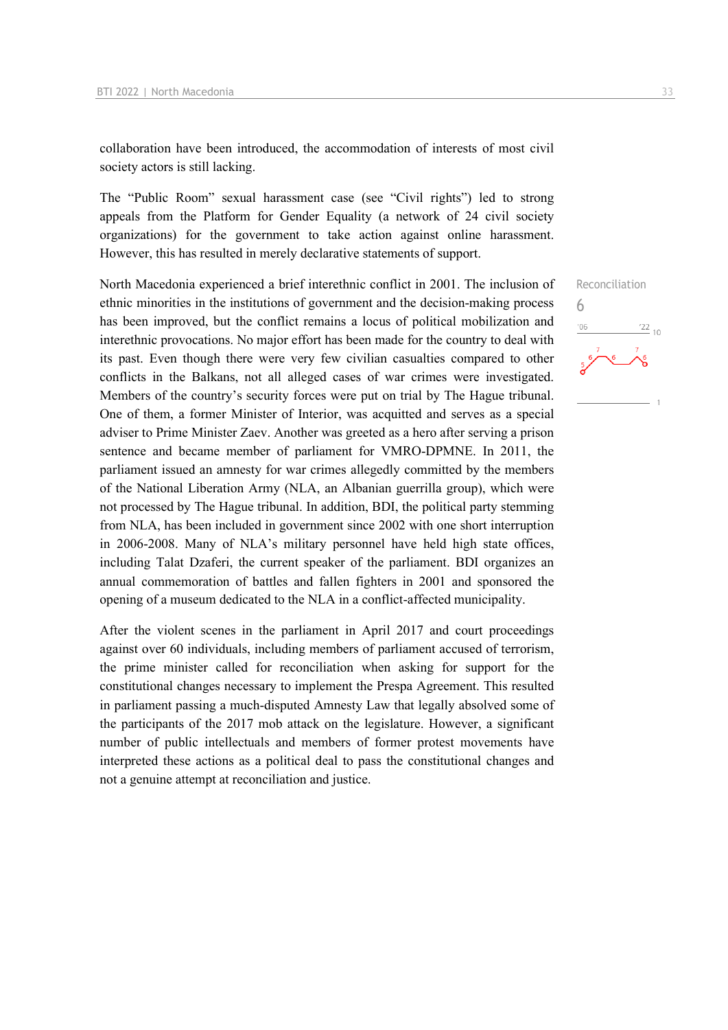collaboration have been introduced, the accommodation of interests of most civil society actors is still lacking.

The "Public Room" sexual harassment case (see "Civil rights") led to strong appeals from the Platform for Gender Equality (a network of 24 civil society organizations) for the government to take action against online harassment. However, this has resulted in merely declarative statements of support.

Reconciliation
6

North Macedonia experienced a brief interethnic conflict in 2001. The inclusion of ethnic minorities in the institutions of government and the decision-making process has been improved, but the conflict remains a locus of political mobilization and interethnic provocations. No major effort has been made for the country to deal with its past. Even though there were very few civilian casualties compared to other conflicts in the Balkans, not all alleged cases of war crimes were investigated. Members of the country's security forces were put on trial by The Hague tribunal. One of them, a former Minister of Interior, was acquitted and serves as a special adviser to Prime Minister Zaev. Another was greeted as a hero after serving a prison sentence and became member of parliament for VMRO-DPMNE. In 2011, the parliament issued an amnesty for war crimes allegedly committed by the members of the National Liberation Army (NLA, an Albanian guerrilla group), which were not processed by The Hague tribunal. In addition, BDI, the political party stemming from NLA, has been included in government since 2002 with one short interruption in 2006-2008. Many of NLA's military personnel have held high state offices, including Talat Dzaferi, the current speaker of the parliament. BDI organizes an annual commemoration of battles and fallen fighters in 2001 and sponsored the opening of a museum dedicated to the NLA in a conflict-affected municipality.

After the violent scenes in the parliament in April 2017 and court proceedings against over 60 individuals, including members of parliament accused of terrorism, the prime minister called for reconciliation when asking for support for the constitutional changes necessary to implement the Prespa Agreement. This resulted in parliament passing a much-disputed Amnesty Law that legally absolved some of the participants of the 2017 mob attack on the legislature. However, a significant number of public intellectuals and members of former protest movements have interpreted these actions as a political deal to pass the constitutional changes and not a genuine attempt at reconciliation and justice.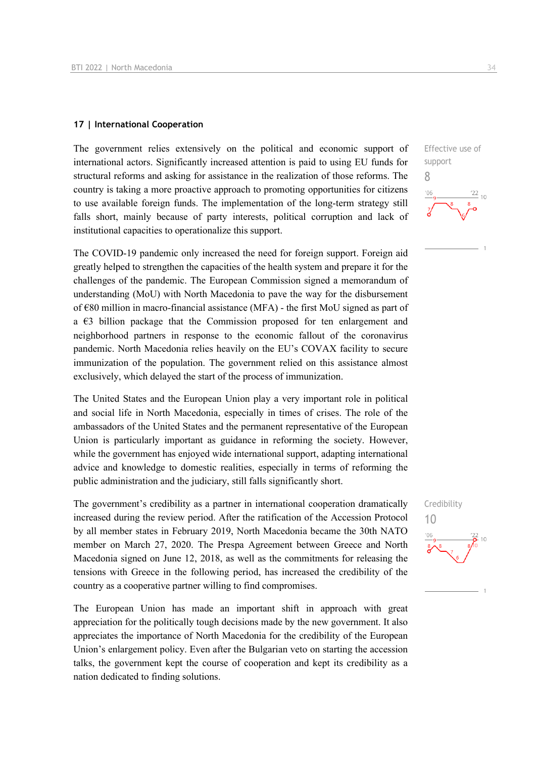## 17 | International Cooperation

Effective use of support

8

The government relies extensively on the political and economic support of international actors. Significantly increased attention is paid to using EU funds for structural reforms and asking for assistance in the realization of those reforms. The country is taking a more proactive approach to promoting opportunities for citizens to use available foreign funds. The implementation of the long-term strategy still falls short, mainly because of party interests, political corruption and lack of institutional capacities to operationalize this support.

The COVID-19 pandemic only increased the need for foreign support. Foreign aid greatly helped to strengthen the capacities of the health system and prepare it for the challenges of the pandemic. The European Commission signed a memorandum of understanding (MoU) with North Macedonia to pave the way for the disbursement of €80 million in macro-financial assistance (MFA) - the first MoU signed as part of a €3 billion package that the Commission proposed for ten enlargement and neighborhood partners in response to the economic fallout of the coronavirus pandemic. North Macedonia relies heavily on the EU's COVAX facility to secure immunization of the population. The government relied on this assistance almost exclusively, which delayed the start of the process of immunization.

The United States and the European Union play a very important role in political and social life in North Macedonia, especially in times of crises. The role of the ambassadors of the United States and the permanent representative of the European Union is particularly important as guidance in reforming the society. However, while the government has enjoyed wide international support, adapting international advice and knowledge to domestic realities, especially in terms of reforming the public administration and the judiciary, still falls significantly short.

Credibility

10

The government's credibility as a partner in international cooperation dramatically increased during the review period. After the ratification of the Accession Protocol by all member states in February 2019, North Macedonia became the 30th NATO member on March 27, 2020. The Prespa Agreement between Greece and North Macedonia signed on June 12, 2018, as well as the commitments for releasing the tensions with Greece in the following period, has increased the credibility of the country as a cooperative partner willing to find compromises.

The European Union has made an important shift in approach with great appreciation for the politically tough decisions made by the new government. It also appreciates the importance of North Macedonia for the credibility of the European Union's enlargement policy. Even after the Bulgarian veto on starting the accession talks, the government kept the course of cooperation and kept its credibility as a nation dedicated to finding solutions.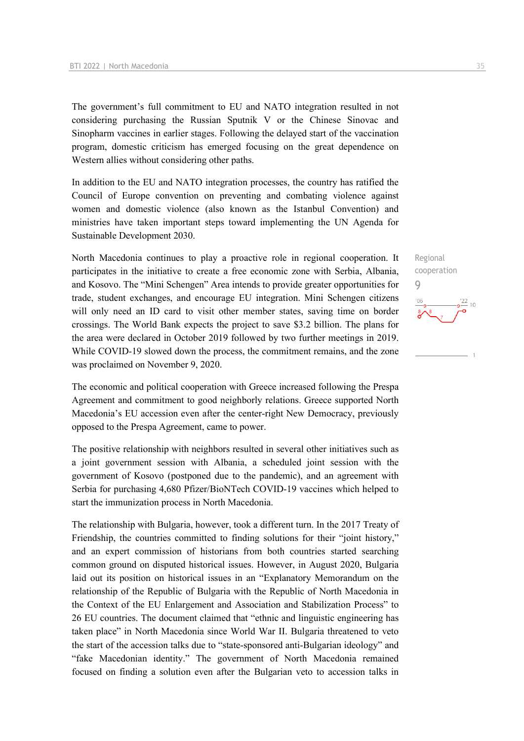The government's full commitment to EU and NATO integration resulted in not considering purchasing the Russian Sputnik V or the Chinese Sinovac and Sinopharm vaccines in earlier stages. Following the delayed start of the vaccination program, domestic criticism has emerged focusing on the great dependence on Western allies without considering other paths.

In addition to the EU and NATO integration processes, the country has ratified the Council of Europe convention on preventing and combating violence against women and domestic violence (also known as the Istanbul Convention) and ministries have taken important steps toward implementing the UN Agenda for Sustainable Development 2030.

Regional cooperation
9

North Macedonia continues to play a proactive role in regional cooperation. It participates in the initiative to create a free economic zone with Serbia, Albania, and Kosovo. The "Mini Schengen" Area intends to provide greater opportunities for trade, student exchanges, and encourage EU integration. Mini Schengen citizens will only need an ID card to visit other member states, saving time on border crossings. The World Bank expects the project to save $3.2 billion. The plans for the area were declared in October 2019 followed by two further meetings in 2019. While COVID-19 slowed down the process, the commitment remains, and the zone was proclaimed on November 9, 2020.

The economic and political cooperation with Greece increased following the Prespa Agreement and commitment to good neighborly relations. Greece supported North Macedonia's EU accession even after the center-right New Democracy, previously opposed to the Prespa Agreement, came to power.

The positive relationship with neighbors resulted in several other initiatives such as a joint government session with Albania, a scheduled joint session with the government of Kosovo (postponed due to the pandemic), and an agreement with Serbia for purchasing 4,680 Pfizer/BioNTech COVID-19 vaccines which helped to start the immunization process in North Macedonia.

The relationship with Bulgaria, however, took a different turn. In the 2017 Treaty of Friendship, the countries committed to finding solutions for their "joint history," and an expert commission of historians from both countries started searching common ground on disputed historical issues. However, in August 2020, Bulgaria laid out its position on historical issues in an "Explanatory Memorandum on the relationship of the Republic of Bulgaria with the Republic of North Macedonia in the Context of the EU Enlargement and Association and Stabilization Process" to 26 EU countries. The document claimed that "ethnic and linguistic engineering has taken place" in North Macedonia since World War II. Bulgaria threatened to veto the start of the accession talks due to "state-sponsored anti-Bulgarian ideology" and "fake Macedonian identity." The government of North Macedonia remained focused on finding a solution even after the Bulgarian veto to accession talks in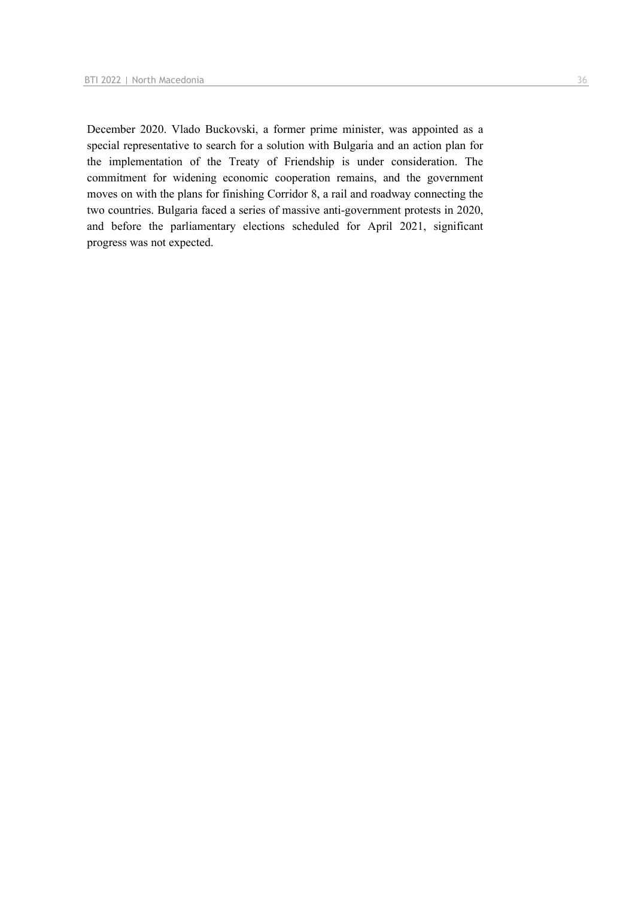December 2020. Vlado Buckovski, a former prime minister, was appointed as a special representative to search for a solution with Bulgaria and an action plan for the implementation of the Treaty of Friendship is under consideration. The commitment for widening economic cooperation remains, and the government moves on with the plans for finishing Corridor 8, a rail and roadway connecting the two countries. Bulgaria faced a series of massive anti-government protests in 2020, and before the parliamentary elections scheduled for April 2021, significant progress was not expected.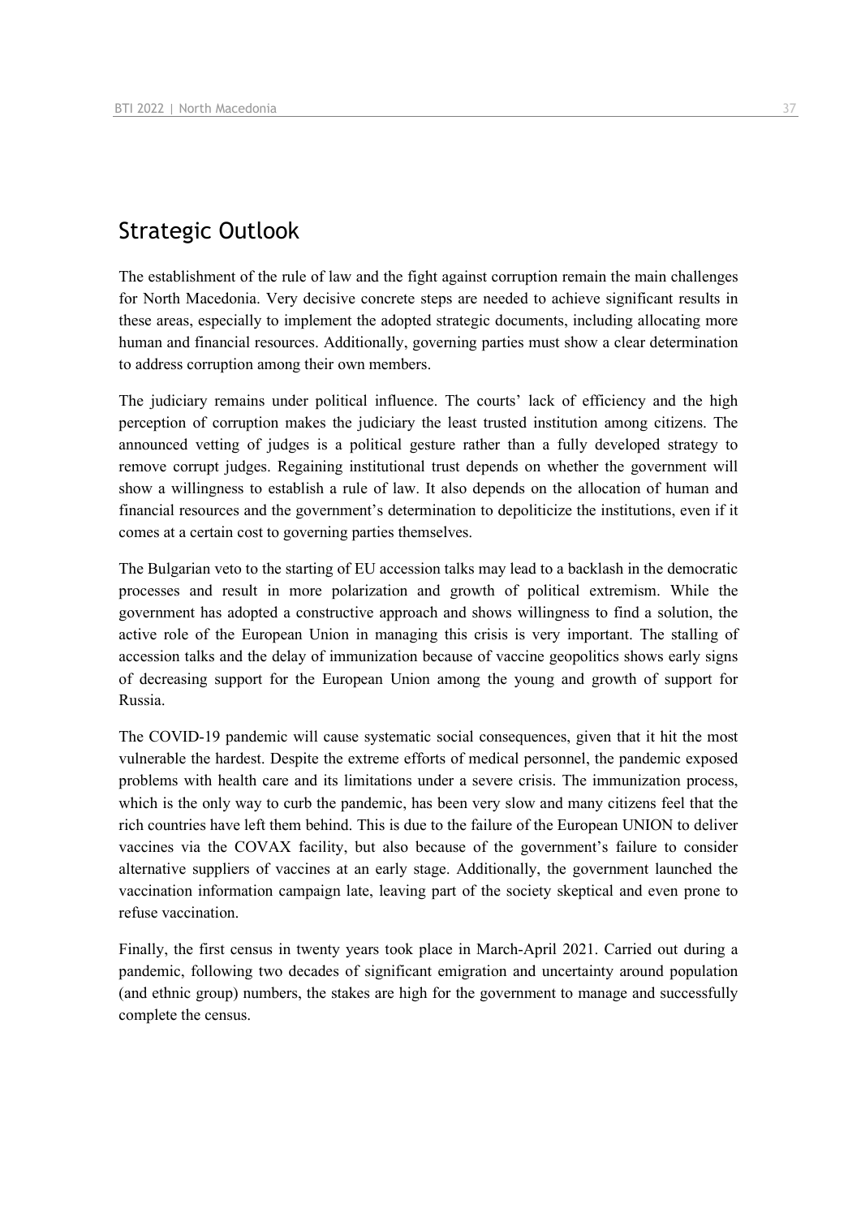## Strategic Outlook

The establishment of the rule of law and the fight against corruption remain the main challenges for North Macedonia. Very decisive concrete steps are needed to achieve significant results in these areas, especially to implement the adopted strategic documents, including allocating more human and financial resources. Additionally, governing parties must show a clear determination to address corruption among their own members.

The judiciary remains under political influence. The courts' lack of efficiency and the high perception of corruption makes the judiciary the least trusted institution among citizens. The announced vetting of judges is a political gesture rather than a fully developed strategy to remove corrupt judges. Regaining institutional trust depends on whether the government will show a willingness to establish a rule of law. It also depends on the allocation of human and financial resources and the government's determination to depoliticize the institutions, even if it comes at a certain cost to governing parties themselves.

The Bulgarian veto to the starting of EU accession talks may lead to a backlash in the democratic processes and result in more polarization and growth of political extremism. While the government has adopted a constructive approach and shows willingness to find a solution, the active role of the European Union in managing this crisis is very important. The stalling of accession talks and the delay of immunization because of vaccine geopolitics shows early signs of decreasing support for the European Union among the young and growth of support for Russia.

The COVID-19 pandemic will cause systematic social consequences, given that it hit the most vulnerable the hardest. Despite the extreme efforts of medical personnel, the pandemic exposed problems with health care and its limitations under a severe crisis. The immunization process, which is the only way to curb the pandemic, has been very slow and many citizens feel that the rich countries have left them behind. This is due to the failure of the European UNION to deliver vaccines via the COVAX facility, but also because of the government's failure to consider alternative suppliers of vaccines at an early stage. Additionally, the government launched the vaccination information campaign late, leaving part of the society skeptical and even prone to refuse vaccination.

Finally, the first census in twenty years took place in March-April 2021. Carried out during a pandemic, following two decades of significant emigration and uncertainty around population (and ethnic group) numbers, the stakes are high for the government to manage and successfully complete the census.